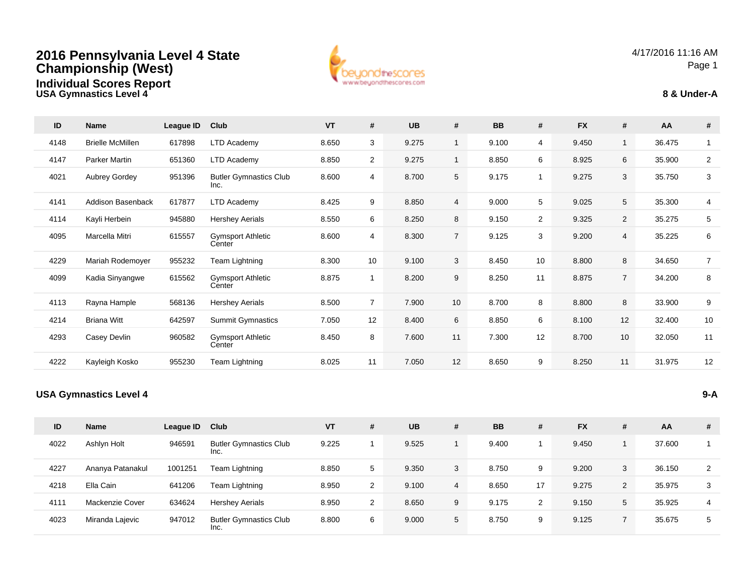# 2016 Pennsylvania Level 4 State Championship (West)

## Individual Scores Report

4/17/2016 11:16 AM

### USA Gymnastics Level 4

**8 & Under-A**

| ID | Name | League ID | Club | VT | # | UB | # | BB | # | FX | # | AA | # |
|---|---|---|---|---|---|---|---|---|---|---|---|---|---|
| 4148 | Brielle McMillen | 617898 | LTD Academy | 8.650 | 3 | 9.275 | 1 | 9.100 | 4 | 9.450 | 1 | 36.475 | 1 |
| 4147 | Parker Martin | 651360 | LTD Academy | 8.850 | 2 | 9.275 | 1 | 8.850 | 6 | 8.925 | 6 | 35.900 | 2 |
| 4021 | Aubrey Gordey | 951396 | Butler Gymnastics Club Inc. | 8.600 | 4 | 8.700 | 5 | 9.175 | 1 | 9.275 | 3 | 35.750 | 3 |
| 4141 | Addison Basenback | 617877 | LTD Academy | 8.425 | 9 | 8.850 | 4 | 9.000 | 5 | 9.025 | 5 | 35.300 | 4 |
| 4114 | Kayli Herbein | 945880 | Hershey Aerials | 8.550 | 6 | 8.250 | 8 | 9.150 | 2 | 9.325 | 2 | 35.275 | 5 |
| 4095 | Marcella Mitri | 615557 | Gymsport Athletic Center | 8.600 | 4 | 8.300 | 7 | 9.125 | 3 | 9.200 | 4 | 35.225 | 6 |
| 4229 | Mariah Rodemoyer | 955232 | Team Lightning | 8.300 | 10 | 9.100 | 3 | 8.450 | 10 | 8.800 | 8 | 34.650 | 7 |
| 4099 | Kadia Sinyangwe | 615562 | Gymsport Athletic Center | 8.875 | 1 | 8.200 | 9 | 8.250 | 11 | 8.875 | 7 | 34.200 | 8 |
| 4113 | Rayna Hample | 568136 | Hershey Aerials | 8.500 | 7 | 7.900 | 10 | 8.700 | 8 | 8.800 | 8 | 33.900 | 9 |
| 4214 | Briana Witt | 642597 | Summit Gymnastics | 7.050 | 12 | 8.400 | 6 | 8.850 | 6 | 8.100 | 12 | 32.400 | 10 |
| 4293 | Casey Devlin | 960582 | Gymsport Athletic Center | 8.450 | 8 | 7.600 | 11 | 7.300 | 12 | 8.700 | 10 | 32.050 | 11 |
| 4222 | Kayleigh Kosko | 955230 | Team Lightning | 8.025 | 11 | 7.050 | 12 | 8.650 | 9 | 8.250 | 11 | 31.975 | 12 |

### USA Gymnastics Level 4

**9-A**

| ID | Name | League ID | Club | VT | # | UB | # | BB | # | FX | # | AA | # |
|---|---|---|---|---|---|---|---|---|---|---|---|---|---|
| 4022 | Ashlyn Holt | 946591 | Butler Gymnastics Club Inc. | 9.225 | 1 | 9.525 | 1 | 9.400 | 1 | 9.450 | 1 | 37.600 | 1 |
| 4227 | Ananya Patanakul | 1001251 | Team Lightning | 8.850 | 5 | 9.350 | 3 | 8.750 | 9 | 9.200 | 3 | 36.150 | 2 |
| 4218 | Ella Cain | 641206 | Team Lightning | 8.950 | 2 | 9.100 | 4 | 8.650 | 17 | 9.275 | 2 | 35.975 | 3 |
| 4111 | Mackenzie Cover | 634624 | Hershey Aerials | 8.950 | 2 | 8.650 | 9 | 9.175 | 2 | 9.150 | 5 | 35.925 | 4 |
| 4023 | Miranda Lajevic | 947012 | Butler Gymnastics Club Inc. | 8.800 | 6 | 9.000 | 5 | 8.750 | 9 | 9.125 | 7 | 35.675 | 5 |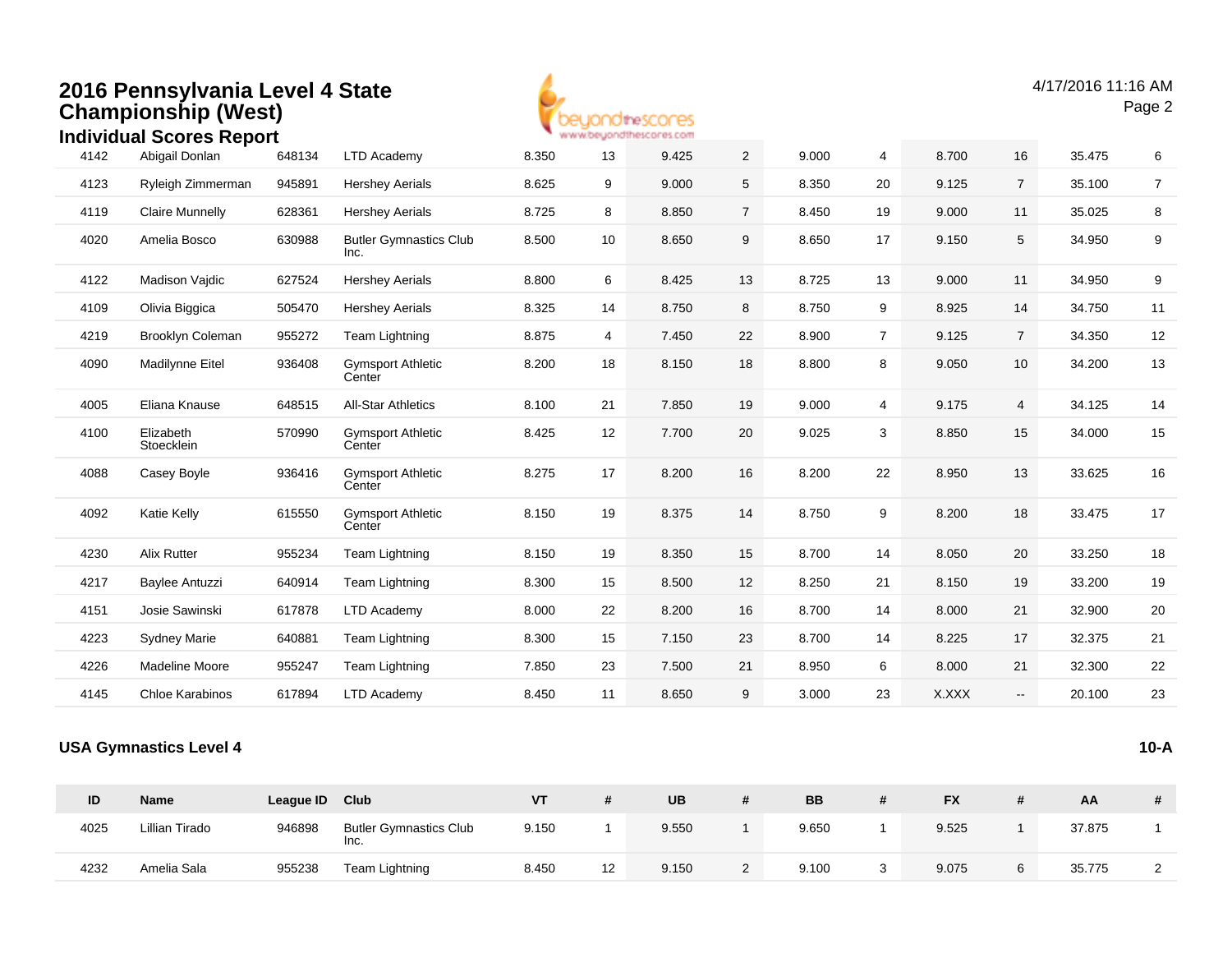# 2016 Pennsylvania Level 4 State Championship (West)

## Individual Scores Report

| ID | Name | League ID | Club | VT | # | UB | # | BB | # | FX | # | AA | # |
|---|---|---|---|---|---|---|---|---|---|---|---|---|---|
| 4142 | Abigail Donlan | 648134 | LTD Academy | 8.350 | 13 | 9.425 | 2 | 9.000 | 4 | 8.700 | 16 | 35.475 | 6 |
| 4123 | Ryleigh Zimmerman | 945891 | Hershey Aerials | 8.625 | 9 | 9.000 | 5 | 8.350 | 20 | 9.125 | 7 | 35.100 | 7 |
| 4119 | Claire Munnelly | 628361 | Hershey Aerials | 8.725 | 8 | 8.850 | 7 | 8.450 | 19 | 9.000 | 11 | 35.025 | 8 |
| 4020 | Amelia Bosco | 630988 | Butler Gymnastics Club Inc. | 8.500 | 10 | 8.650 | 9 | 8.650 | 17 | 9.150 | 5 | 34.950 | 9 |
| 4122 | Madison Vajdic | 627524 | Hershey Aerials | 8.800 | 6 | 8.425 | 13 | 8.725 | 13 | 9.000 | 11 | 34.950 | 9 |
| 4109 | Olivia Biggica | 505470 | Hershey Aerials | 8.325 | 14 | 8.750 | 8 | 8.750 | 9 | 8.925 | 14 | 34.750 | 11 |
| 4219 | Brooklyn Coleman | 955272 | Team Lightning | 8.875 | 4 | 7.450 | 22 | 8.900 | 7 | 9.125 | 7 | 34.350 | 12 |
| 4090 | Madilynne Eitel | 936408 | Gymsport Athletic Center | 8.200 | 18 | 8.150 | 18 | 8.800 | 8 | 9.050 | 10 | 34.200 | 13 |
| 4005 | Eliana Knause | 648515 | All-Star Athletics | 8.100 | 21 | 7.850 | 19 | 9.000 | 4 | 9.175 | 4 | 34.125 | 14 |
| 4100 | Elizabeth Stoecklein | 570990 | Gymsport Athletic Center | 8.425 | 12 | 7.700 | 20 | 9.025 | 3 | 8.850 | 15 | 34.000 | 15 |
| 4088 | Casey Boyle | 936416 | Gymsport Athletic Center | 8.275 | 17 | 8.200 | 16 | 8.200 | 22 | 8.950 | 13 | 33.625 | 16 |
| 4092 | Katie Kelly | 615550 | Gymsport Athletic Center | 8.150 | 19 | 8.375 | 14 | 8.750 | 9 | 8.200 | 18 | 33.475 | 17 |
| 4230 | Alix Rutter | 955234 | Team Lightning | 8.150 | 19 | 8.350 | 15 | 8.700 | 14 | 8.050 | 20 | 33.250 | 18 |
| 4217 | Baylee Antuzzi | 640914 | Team Lightning | 8.300 | 15 | 8.500 | 12 | 8.250 | 21 | 8.150 | 19 | 33.200 | 19 |
| 4151 | Josie Sawinski | 617878 | LTD Academy | 8.000 | 22 | 8.200 | 16 | 8.700 | 14 | 8.000 | 21 | 32.900 | 20 |
| 4223 | Sydney Marie | 640881 | Team Lightning | 8.300 | 15 | 7.150 | 23 | 8.700 | 14 | 8.225 | 17 | 32.375 | 21 |
| 4226 | Madeline Moore | 955247 | Team Lightning | 7.850 | 23 | 7.500 | 21 | 8.950 | 6 | 8.000 | 21 | 32.300 | 22 |
| 4145 | Chloe Karabinos | 617894 | LTD Academy | 8.450 | 11 | 8.650 | 9 | 3.000 | 23 | X.XXX | -- | 20.100 | 23 |

### USA Gymnastics Level 4 — 10-A

| ID | Name | League ID | Club | VT | # | UB | # | BB | # | FX | # | AA | # |
|---|---|---|---|---|---|---|---|---|---|---|---|---|---|
| 4025 | Lillian Tirado | 946898 | Butler Gymnastics Club Inc. | 9.150 | 1 | 9.550 | 1 | 9.650 | 1 | 9.525 | 1 | 37.875 | 1 |
| 4232 | Amelia Sala | 955238 | Team Lightning | 8.450 | 12 | 9.150 | 2 | 9.100 | 3 | 9.075 | 6 | 35.775 | 2 |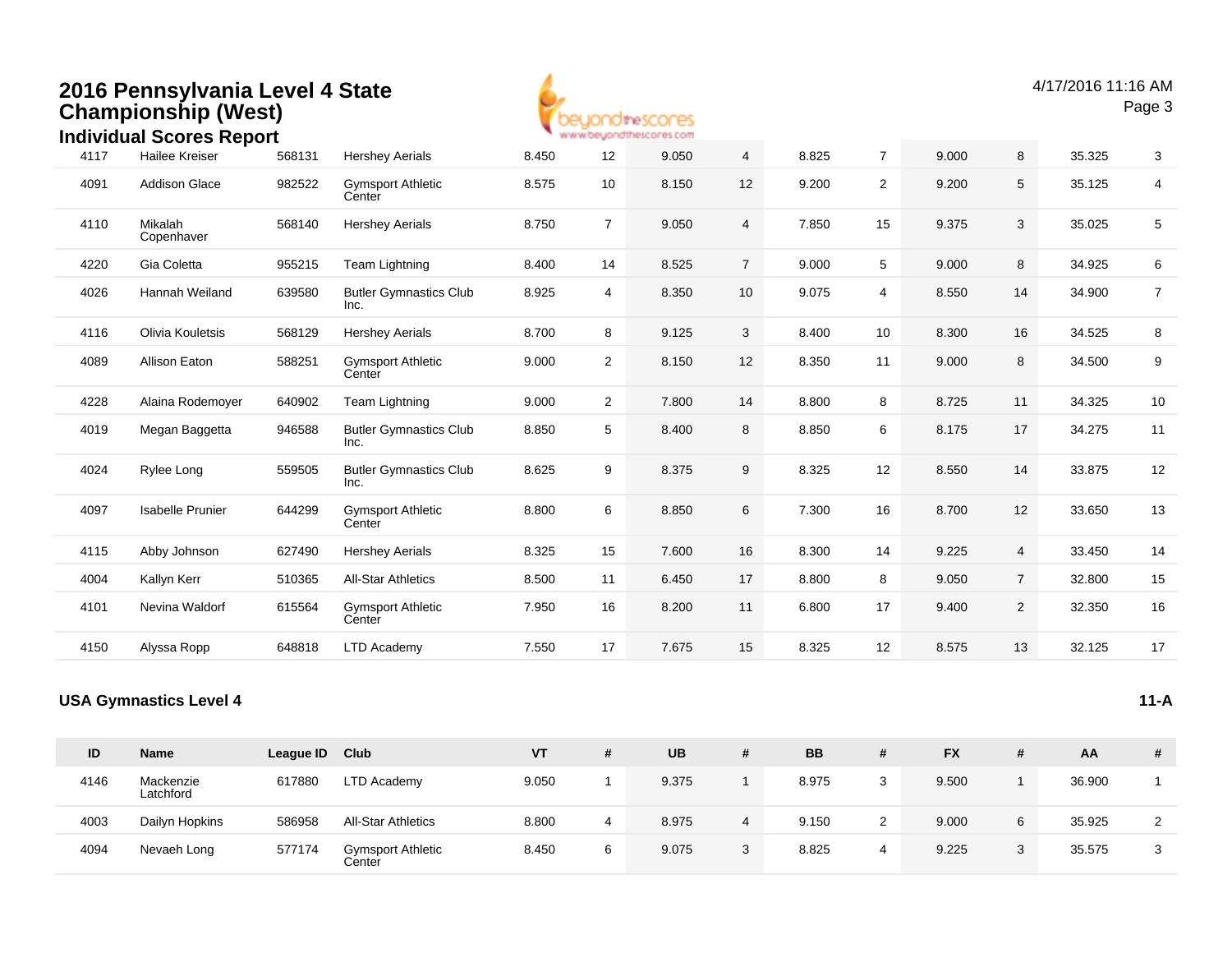# 2016 Pennsylvania Level 4 State Championship (West)

## Individual Scores Report

| ID | Name | League ID | Club | VT | # | UB | # | BB | # | FX | # | AA | # |
|---|---|---|---|---|---|---|---|---|---|---|---|---|---|
| 4117 | Hailee Kreiser | 568131 | Hershey Aerials | 8.450 | 12 | 9.050 | 4 | 8.825 | 7 | 9.000 | 8 | 35.325 | 3 |
| 4091 | Addison Glace | 982522 | Gymsport Athletic Center | 8.575 | 10 | 8.150 | 12 | 9.200 | 2 | 9.200 | 5 | 35.125 | 4 |
| 4110 | Mikalah Copenhaver | 568140 | Hershey Aerials | 8.750 | 7 | 9.050 | 4 | 7.850 | 15 | 9.375 | 3 | 35.025 | 5 |
| 4220 | Gia Coletta | 955215 | Team Lightning | 8.400 | 14 | 8.525 | 7 | 9.000 | 5 | 9.000 | 8 | 34.925 | 6 |
| 4026 | Hannah Weiland | 639580 | Butler Gymnastics Club Inc. | 8.925 | 4 | 8.350 | 10 | 9.075 | 4 | 8.550 | 14 | 34.900 | 7 |
| 4116 | Olivia Kouletsis | 568129 | Hershey Aerials | 8.700 | 8 | 9.125 | 3 | 8.400 | 10 | 8.300 | 16 | 34.525 | 8 |
| 4089 | Allison Eaton | 588251 | Gymsport Athletic Center | 9.000 | 2 | 8.150 | 12 | 8.350 | 11 | 9.000 | 8 | 34.500 | 9 |
| 4228 | Alaina Rodemoyer | 640902 | Team Lightning | 9.000 | 2 | 7.800 | 14 | 8.800 | 8 | 8.725 | 11 | 34.325 | 10 |
| 4019 | Megan Baggetta | 946588 | Butler Gymnastics Club Inc. | 8.850 | 5 | 8.400 | 8 | 8.850 | 6 | 8.175 | 17 | 34.275 | 11 |
| 4024 | Rylee Long | 559505 | Butler Gymnastics Club Inc. | 8.625 | 9 | 8.375 | 9 | 8.325 | 12 | 8.550 | 14 | 33.875 | 12 |
| 4097 | Isabelle Prunier | 644299 | Gymsport Athletic Center | 8.800 | 6 | 8.850 | 6 | 7.300 | 16 | 8.700 | 12 | 33.650 | 13 |
| 4115 | Abby Johnson | 627490 | Hershey Aerials | 8.325 | 15 | 7.600 | 16 | 8.300 | 14 | 9.225 | 4 | 33.450 | 14 |
| 4004 | Kallyn Kerr | 510365 | All-Star Athletics | 8.500 | 11 | 6.450 | 17 | 8.800 | 8 | 9.050 | 7 | 32.800 | 15 |
| 4101 | Nevina Waldorf | 615564 | Gymsport Athletic Center | 7.950 | 16 | 8.200 | 11 | 6.800 | 17 | 9.400 | 2 | 32.350 | 16 |
| 4150 | Alyssa Ropp | 648818 | LTD Academy | 7.550 | 17 | 7.675 | 15 | 8.325 | 12 | 8.575 | 13 | 32.125 | 17 |

### USA Gymnastics Level 4 — 11-A

| ID | Name | League ID | Club | VT | # | UB | # | BB | # | FX | # | AA | # |
|---|---|---|---|---|---|---|---|---|---|---|---|---|---|
| 4146 | Mackenzie Latchford | 617880 | LTD Academy | 9.050 | 1 | 9.375 | 1 | 8.975 | 3 | 9.500 | 1 | 36.900 | 1 |
| 4003 | Dailyn Hopkins | 586958 | All-Star Athletics | 8.800 | 4 | 8.975 | 4 | 9.150 | 2 | 9.000 | 6 | 35.925 | 2 |
| 4094 | Nevaeh Long | 577174 | Gymsport Athletic Center | 8.450 | 6 | 9.075 | 3 | 8.825 | 4 | 9.225 | 3 | 35.575 | 3 |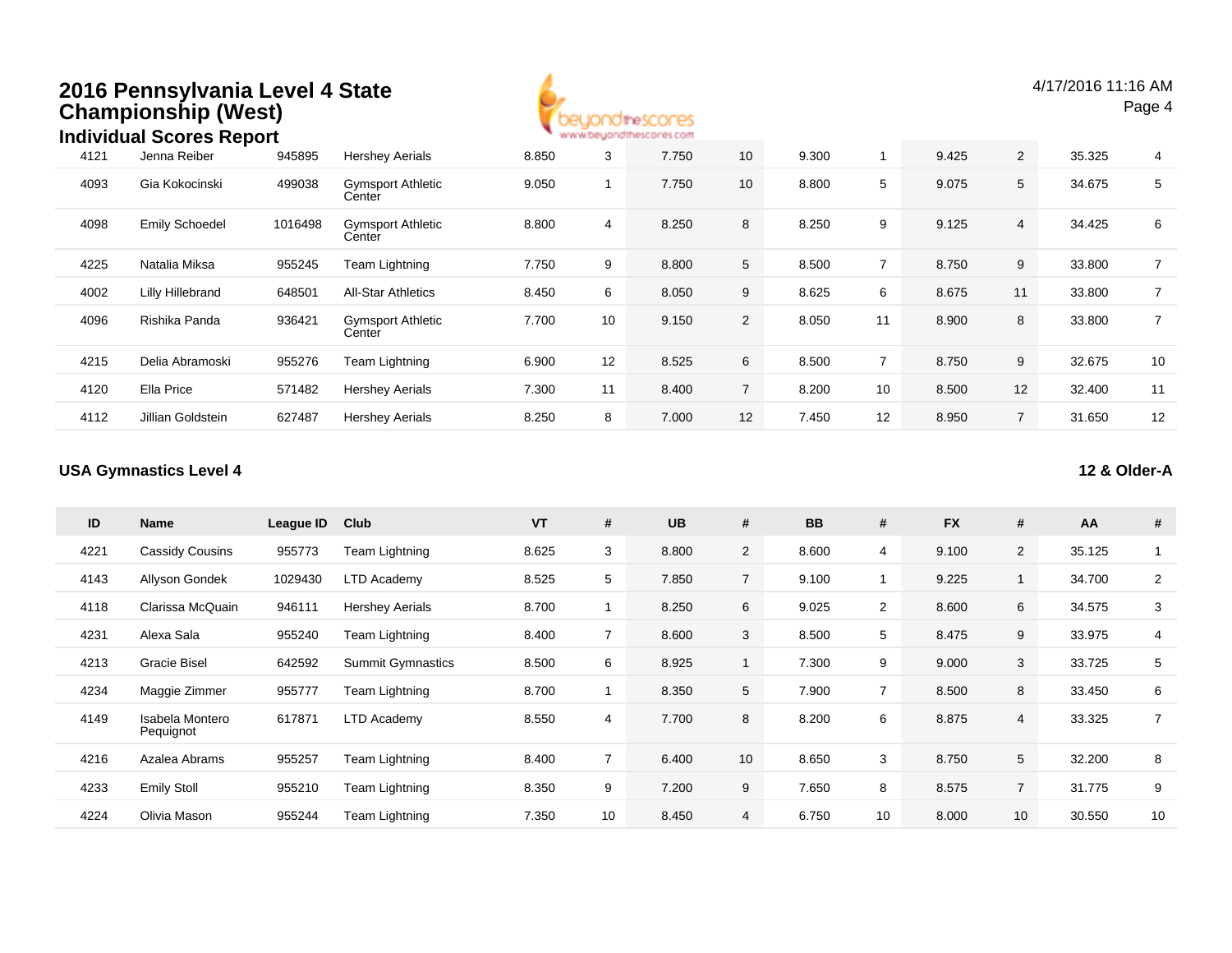# 2016 Pennsylvania Level 4 State Championship (West)

## Individual Scores Report

| ID | Name | League ID | Club | VT | # | UB | # | BB | # | FX | # | AA | # |
|---|---|---|---|---|---|---|---|---|---|---|---|---|---|
| 4121 | Jenna Reiber | 945895 | Hershey Aerials | 8.850 | 3 | 7.750 | 10 | 9.300 | 1 | 9.425 | 2 | 35.325 | 4 |
| 4093 | Gia Kokocinski | 499038 | Gymsport Athletic Center | 9.050 | 1 | 7.750 | 10 | 8.800 | 5 | 9.075 | 5 | 34.675 | 5 |
| 4098 | Emily Schoedel | 1016498 | Gymsport Athletic Center | 8.800 | 4 | 8.250 | 8 | 8.250 | 9 | 9.125 | 4 | 34.425 | 6 |
| 4225 | Natalia Miksa | 955245 | Team Lightning | 7.750 | 9 | 8.800 | 5 | 8.500 | 7 | 8.750 | 9 | 33.800 | 7 |
| 4002 | Lilly Hillebrand | 648501 | All-Star Athletics | 8.450 | 6 | 8.050 | 9 | 8.625 | 6 | 8.675 | 11 | 33.800 | 7 |
| 4096 | Rishika Panda | 936421 | Gymsport Athletic Center | 7.700 | 10 | 9.150 | 2 | 8.050 | 11 | 8.900 | 8 | 33.800 | 7 |
| 4215 | Delia Abramoski | 955276 | Team Lightning | 6.900 | 12 | 8.525 | 6 | 8.500 | 7 | 8.750 | 9 | 32.675 | 10 |
| 4120 | Ella Price | 571482 | Hershey Aerials | 7.300 | 11 | 8.400 | 7 | 8.200 | 10 | 8.500 | 12 | 32.400 | 11 |
| 4112 | Jillian Goldstein | 627487 | Hershey Aerials | 8.250 | 8 | 7.000 | 12 | 7.450 | 12 | 8.950 | 7 | 31.650 | 12 |

### USA Gymnastics Level 4 — 12 & Older-A

| ID | Name | League ID | Club | VT | # | UB | # | BB | # | FX | # | AA | # |
|---|---|---|---|---|---|---|---|---|---|---|---|---|---|
| 4221 | Cassidy Cousins | 955773 | Team Lightning | 8.625 | 3 | 8.800 | 2 | 8.600 | 4 | 9.100 | 2 | 35.125 | 1 |
| 4143 | Allyson Gondek | 1029430 | LTD Academy | 8.525 | 5 | 7.850 | 7 | 9.100 | 1 | 9.225 | 1 | 34.700 | 2 |
| 4118 | Clarissa McQuain | 946111 | Hershey Aerials | 8.700 | 1 | 8.250 | 6 | 9.025 | 2 | 8.600 | 6 | 34.575 | 3 |
| 4231 | Alexa Sala | 955240 | Team Lightning | 8.400 | 7 | 8.600 | 3 | 8.500 | 5 | 8.475 | 9 | 33.975 | 4 |
| 4213 | Gracie Bisel | 642592 | Summit Gymnastics | 8.500 | 6 | 8.925 | 1 | 7.300 | 9 | 9.000 | 3 | 33.725 | 5 |
| 4234 | Maggie Zimmer | 955777 | Team Lightning | 8.700 | 1 | 8.350 | 5 | 7.900 | 7 | 8.500 | 8 | 33.450 | 6 |
| 4149 | Isabela Montero Pequignot | 617871 | LTD Academy | 8.550 | 4 | 7.700 | 8 | 8.200 | 6 | 8.875 | 4 | 33.325 | 7 |
| 4216 | Azalea Abrams | 955257 | Team Lightning | 8.400 | 7 | 6.400 | 10 | 8.650 | 3 | 8.750 | 5 | 32.200 | 8 |
| 4233 | Emily Stoll | 955210 | Team Lightning | 8.350 | 9 | 7.200 | 9 | 7.650 | 8 | 8.575 | 7 | 31.775 | 9 |
| 4224 | Olivia Mason | 955244 | Team Lightning | 7.350 | 10 | 8.450 | 4 | 6.750 | 10 | 8.000 | 10 | 30.550 | 10 |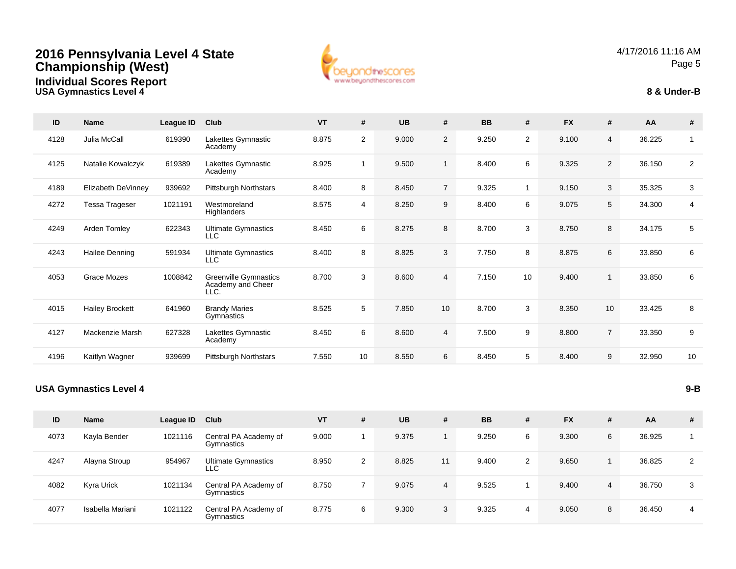# 2016 Pennsylvania Level 4 State Championship (West)

## Individual Scores Report

### USA Gymnastics Level 4

4/17/2016 11:16 AM

**8 & Under-B**

| ID | Name | League ID | Club | VT | # | UB | # | BB | # | FX | # | AA | # |
|---|---|---|---|---|---|---|---|---|---|---|---|---|---|
| 4128 | Julia McCall | 619390 | Lakettes Gymnastic Academy | 8.875 | 2 | 9.000 | 2 | 9.250 | 2 | 9.100 | 4 | 36.225 | 1 |
| 4125 | Natalie Kowalczyk | 619389 | Lakettes Gymnastic Academy | 8.925 | 1 | 9.500 | 1 | 8.400 | 6 | 9.325 | 2 | 36.150 | 2 |
| 4189 | Elizabeth DeVinney | 939692 | Pittsburgh Northstars | 8.400 | 8 | 8.450 | 7 | 9.325 | 1 | 9.150 | 3 | 35.325 | 3 |
| 4272 | Tessa Trageser | 1021191 | Westmoreland Highlanders | 8.575 | 4 | 8.250 | 9 | 8.400 | 6 | 9.075 | 5 | 34.300 | 4 |
| 4249 | Arden Tomley | 622343 | Ultimate Gymnastics LLC | 8.450 | 6 | 8.275 | 8 | 8.700 | 3 | 8.750 | 8 | 34.175 | 5 |
| 4243 | Hailee Denning | 591934 | Ultimate Gymnastics LLC | 8.400 | 8 | 8.825 | 3 | 7.750 | 8 | 8.875 | 6 | 33.850 | 6 |
| 4053 | Grace Mozes | 1008842 | Greenville Gymnastics Academy and Cheer LLC. | 8.700 | 3 | 8.600 | 4 | 7.150 | 10 | 9.400 | 1 | 33.850 | 6 |
| 4015 | Hailey Brockett | 641960 | Brandy Maries Gymnastics | 8.525 | 5 | 7.850 | 10 | 8.700 | 3 | 8.350 | 10 | 33.425 | 8 |
| 4127 | Mackenzie Marsh | 627328 | Lakettes Gymnastic Academy | 8.450 | 6 | 8.600 | 4 | 7.500 | 9 | 8.800 | 7 | 33.350 | 9 |
| 4196 | Kaitlyn Wagner | 939699 | Pittsburgh Northstars | 7.550 | 10 | 8.550 | 6 | 8.450 | 5 | 8.400 | 9 | 32.950 | 10 |

### USA Gymnastics Level 4

**9-B**

| ID | Name | League ID | Club | VT | # | UB | # | BB | # | FX | # | AA | # |
|---|---|---|---|---|---|---|---|---|---|---|---|---|---|
| 4073 | Kayla Bender | 1021116 | Central PA Academy of Gymnastics | 9.000 | 1 | 9.375 | 1 | 9.250 | 6 | 9.300 | 6 | 36.925 | 1 |
| 4247 | Alayna Stroup | 954967 | Ultimate Gymnastics LLC | 8.950 | 2 | 8.825 | 11 | 9.400 | 2 | 9.650 | 1 | 36.825 | 2 |
| 4082 | Kyra Urick | 1021134 | Central PA Academy of Gymnastics | 8.750 | 7 | 9.075 | 4 | 9.525 | 1 | 9.400 | 4 | 36.750 | 3 |
| 4077 | Isabella Mariani | 1021122 | Central PA Academy of Gymnastics | 8.775 | 6 | 9.300 | 3 | 9.325 | 4 | 9.050 | 8 | 36.450 | 4 |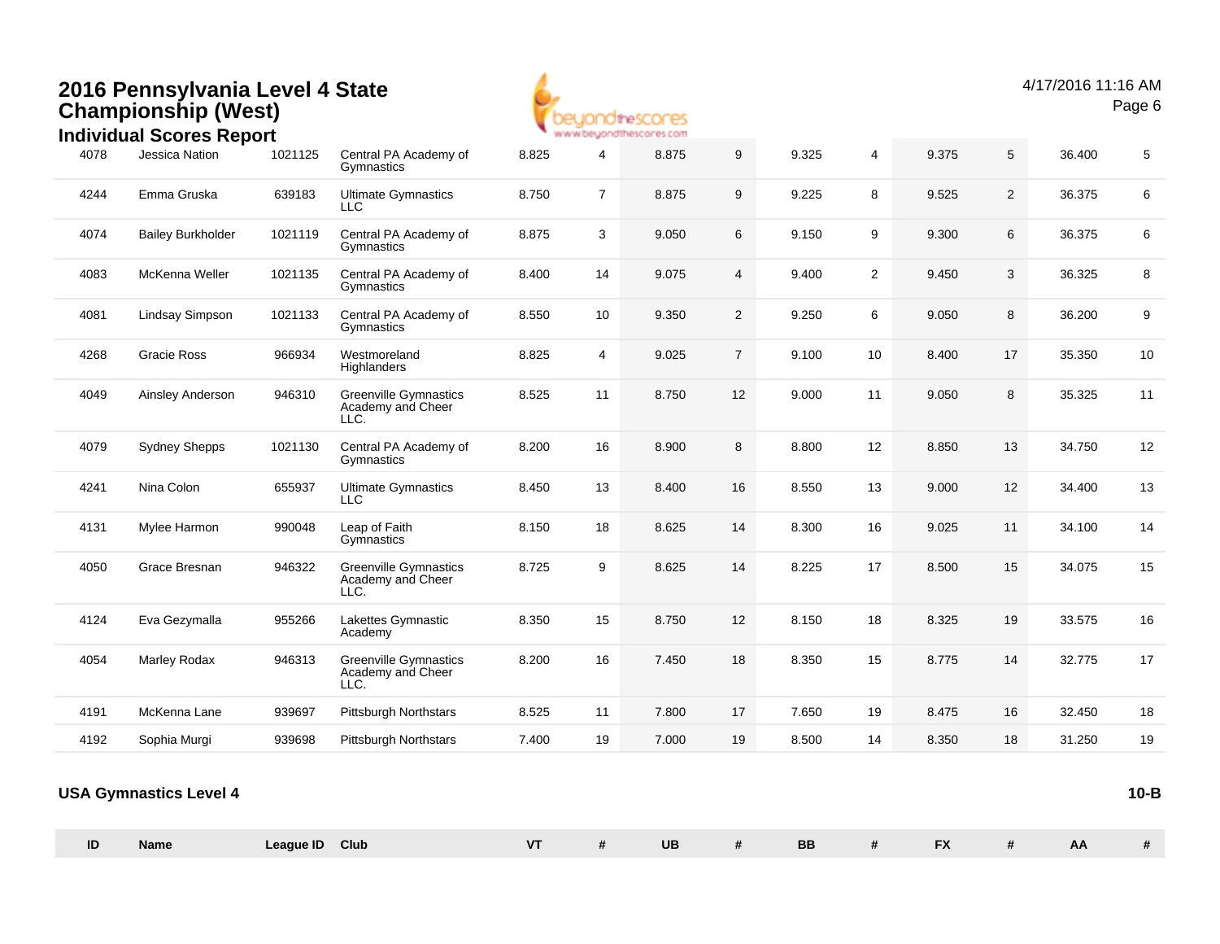# 2016 Pennsylvania Level 4 State Championship (West)

## Individual Scores Report

| ID | Name | League ID | Club | VT | # | UB | # | BB | # | FX | # | AA | # |
|---|---|---|---|---|---|---|---|---|---|---|---|---|---|
| 4078 | Jessica Nation | 1021125 | Central PA Academy of Gymnastics | 8.825 | 4 | 8.875 | 9 | 9.325 | 4 | 9.375 | 5 | 36.400 | 5 |
| 4244 | Emma Gruska | 639183 | Ultimate Gymnastics LLC | 8.750 | 7 | 8.875 | 9 | 9.225 | 8 | 9.525 | 2 | 36.375 | 6 |
| 4074 | Bailey Burkholder | 1021119 | Central PA Academy of Gymnastics | 8.875 | 3 | 9.050 | 6 | 9.150 | 9 | 9.300 | 6 | 36.375 | 6 |
| 4083 | McKenna Weller | 1021135 | Central PA Academy of Gymnastics | 8.400 | 14 | 9.075 | 4 | 9.400 | 2 | 9.450 | 3 | 36.325 | 8 |
| 4081 | Lindsay Simpson | 1021133 | Central PA Academy of Gymnastics | 8.550 | 10 | 9.350 | 2 | 9.250 | 6 | 9.050 | 8 | 36.200 | 9 |
| 4268 | Gracie Ross | 966934 | Westmoreland Highlanders | 8.825 | 4 | 9.025 | 7 | 9.100 | 10 | 8.400 | 17 | 35.350 | 10 |
| 4049 | Ainsley Anderson | 946310 | Greenville Gymnastics Academy and Cheer LLC. | 8.525 | 11 | 8.750 | 12 | 9.000 | 11 | 9.050 | 8 | 35.325 | 11 |
| 4079 | Sydney Shepps | 1021130 | Central PA Academy of Gymnastics | 8.200 | 16 | 8.900 | 8 | 8.800 | 12 | 8.850 | 13 | 34.750 | 12 |
| 4241 | Nina Colon | 655937 | Ultimate Gymnastics LLC | 8.450 | 13 | 8.400 | 16 | 8.550 | 13 | 9.000 | 12 | 34.400 | 13 |
| 4131 | Mylee Harmon | 990048 | Leap of Faith Gymnastics | 8.150 | 18 | 8.625 | 14 | 8.300 | 16 | 9.025 | 11 | 34.100 | 14 |
| 4050 | Grace Bresnan | 946322 | Greenville Gymnastics Academy and Cheer LLC. | 8.725 | 9 | 8.625 | 14 | 8.225 | 17 | 8.500 | 15 | 34.075 | 15 |
| 4124 | Eva Gezymalla | 955266 | Lakettes Gymnastic Academy | 8.350 | 15 | 8.750 | 12 | 8.150 | 18 | 8.325 | 19 | 33.575 | 16 |
| 4054 | Marley Rodax | 946313 | Greenville Gymnastics Academy and Cheer LLC. | 8.200 | 16 | 7.450 | 18 | 8.350 | 15 | 8.775 | 14 | 32.775 | 17 |
| 4191 | McKenna Lane | 939697 | Pittsburgh Northstars | 8.525 | 11 | 7.800 | 17 | 7.650 | 19 | 8.475 | 16 | 32.450 | 18 |
| 4192 | Sophia Murgi | 939698 | Pittsburgh Northstars | 7.400 | 19 | 7.000 | 19 | 8.500 | 14 | 8.350 | 18 | 31.250 | 19 |

**USA Gymnastics Level 4** — **10-B**

| ID | Name | League ID | Club | VT | # | UB | # | BB | # | FX | # | AA | # |
|---|---|---|---|---|---|---|---|---|---|---|---|---|---|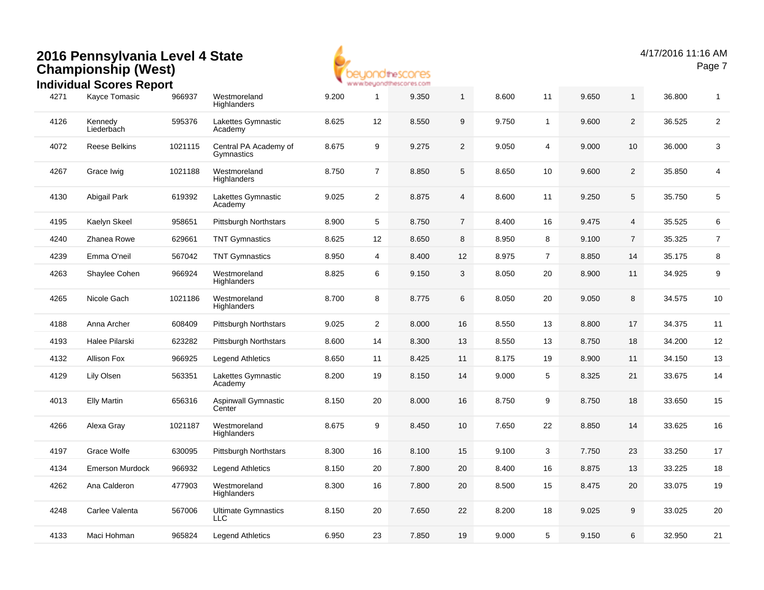# 2016 Pennsylvania Level 4 State Championship (West)

## Individual Scores Report

| | | | | | | | | | | | | | |
|---|---|---|---|---|---|---|---|---|---|---|---|---|---|
| 4271 | Kayce Tomasic | 966937 | Westmoreland Highlanders | 9.200 | 1 | 9.350 | 1 | 8.600 | 11 | 9.650 | 1 | 36.800 | 1 |
| 4126 | Kennedy Liederbach | 595376 | Lakettes Gymnastic Academy | 8.625 | 12 | 8.550 | 9 | 9.750 | 1 | 9.600 | 2 | 36.525 | 2 |
| 4072 | Reese Belkins | 1021115 | Central PA Academy of Gymnastics | 8.675 | 9 | 9.275 | 2 | 9.050 | 4 | 9.000 | 10 | 36.000 | 3 |
| 4267 | Grace Iwig | 1021188 | Westmoreland Highlanders | 8.750 | 7 | 8.850 | 5 | 8.650 | 10 | 9.600 | 2 | 35.850 | 4 |
| 4130 | Abigail Park | 619392 | Lakettes Gymnastic Academy | 9.025 | 2 | 8.875 | 4 | 8.600 | 11 | 9.250 | 5 | 35.750 | 5 |
| 4195 | Kaelyn Skeel | 958651 | Pittsburgh Northstars | 8.900 | 5 | 8.750 | 7 | 8.400 | 16 | 9.475 | 4 | 35.525 | 6 |
| 4240 | Zhanea Rowe | 629661 | TNT Gymnastics | 8.625 | 12 | 8.650 | 8 | 8.950 | 8 | 9.100 | 7 | 35.325 | 7 |
| 4239 | Emma O'neil | 567042 | TNT Gymnastics | 8.950 | 4 | 8.400 | 12 | 8.975 | 7 | 8.850 | 14 | 35.175 | 8 |
| 4263 | Shaylee Cohen | 966924 | Westmoreland Highlanders | 8.825 | 6 | 9.150 | 3 | 8.050 | 20 | 8.900 | 11 | 34.925 | 9 |
| 4265 | Nicole Gach | 1021186 | Westmoreland Highlanders | 8.700 | 8 | 8.775 | 6 | 8.050 | 20 | 9.050 | 8 | 34.575 | 10 |
| 4188 | Anna Archer | 608409 | Pittsburgh Northstars | 9.025 | 2 | 8.000 | 16 | 8.550 | 13 | 8.800 | 17 | 34.375 | 11 |
| 4193 | Halee Pilarski | 623282 | Pittsburgh Northstars | 8.600 | 14 | 8.300 | 13 | 8.550 | 13 | 8.750 | 18 | 34.200 | 12 |
| 4132 | Allison Fox | 966925 | Legend Athletics | 8.650 | 11 | 8.425 | 11 | 8.175 | 19 | 8.900 | 11 | 34.150 | 13 |
| 4129 | Lily Olsen | 563351 | Lakettes Gymnastic Academy | 8.200 | 19 | 8.150 | 14 | 9.000 | 5 | 8.325 | 21 | 33.675 | 14 |
| 4013 | Elly Martin | 656316 | Aspinwall Gymnastic Center | 8.150 | 20 | 8.000 | 16 | 8.750 | 9 | 8.750 | 18 | 33.650 | 15 |
| 4266 | Alexa Gray | 1021187 | Westmoreland Highlanders | 8.675 | 9 | 8.450 | 10 | 7.650 | 22 | 8.850 | 14 | 33.625 | 16 |
| 4197 | Grace Wolfe | 630095 | Pittsburgh Northstars | 8.300 | 16 | 8.100 | 15 | 9.100 | 3 | 7.750 | 23 | 33.250 | 17 |
| 4134 | Emerson Murdock | 966932 | Legend Athletics | 8.150 | 20 | 7.800 | 20 | 8.400 | 16 | 8.875 | 13 | 33.225 | 18 |
| 4262 | Ana Calderon | 477903 | Westmoreland Highlanders | 8.300 | 16 | 7.800 | 20 | 8.500 | 15 | 8.475 | 20 | 33.075 | 19 |
| 4248 | Carlee Valenta | 567006 | Ultimate Gymnastics LLC | 8.150 | 20 | 7.650 | 22 | 8.200 | 18 | 9.025 | 9 | 33.025 | 20 |
| 4133 | Maci Hohman | 965824 | Legend Athletics | 6.950 | 23 | 7.850 | 19 | 9.000 | 5 | 9.150 | 6 | 32.950 | 21 |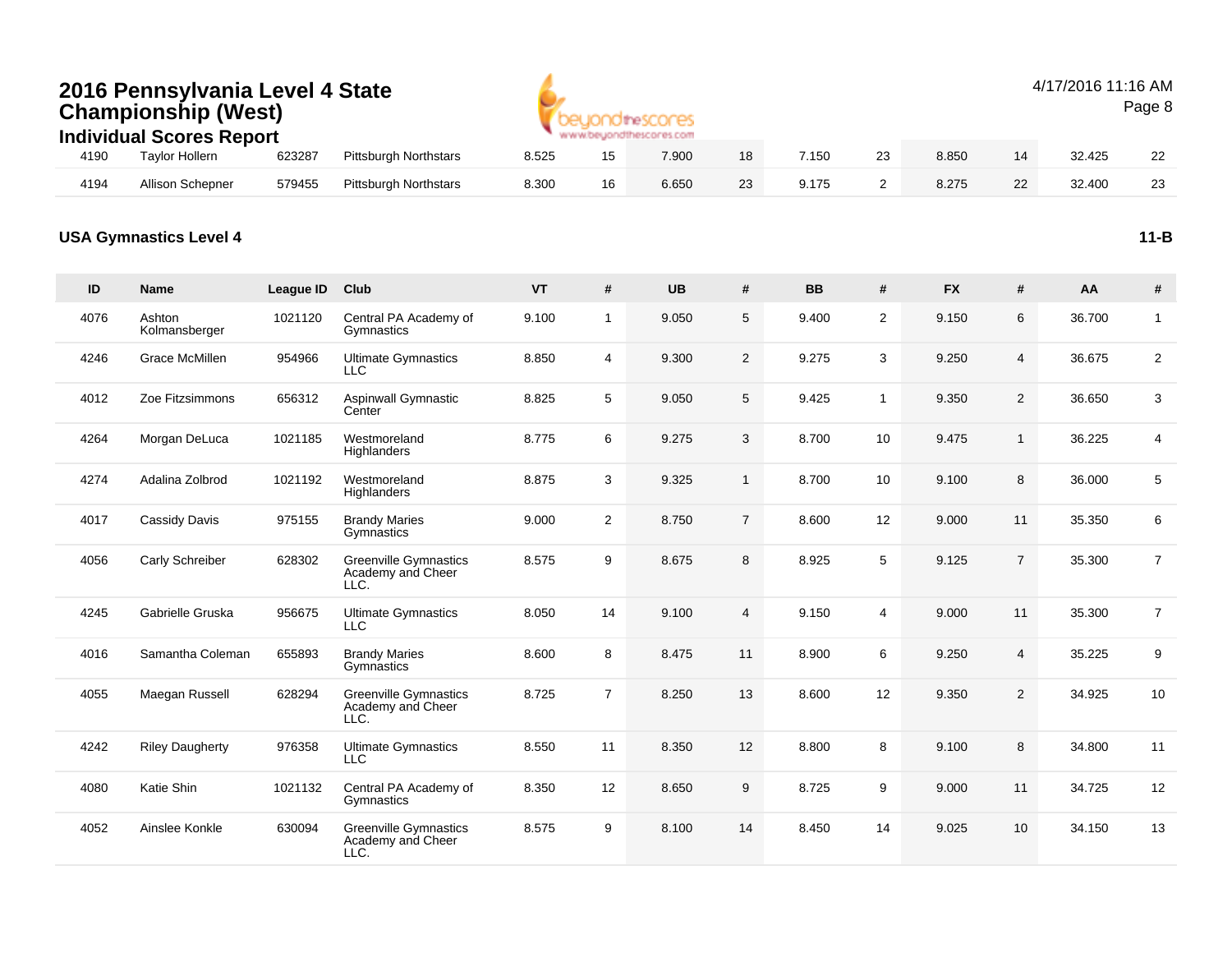# 2016 Pennsylvania Level 4 State Championship (West)

## Individual Scores Report

| ID | Name | League ID | Club | VT | # | UB | # | BB | # | FX | # | AA | # |
|---|---|---|---|---|---|---|---|---|---|---|---|---|---|
| 4190 | Taylor Hollern | 623287 | Pittsburgh Northstars | 8.525 | 15 | 7.900 | 18 | 7.150 | 23 | 8.850 | 14 | 32.425 | 22 |
| 4194 | Allison Schepner | 579455 | Pittsburgh Northstars | 8.300 | 16 | 6.650 | 23 | 9.175 | 2 | 8.275 | 22 | 32.400 | 23 |

### USA Gymnastics Level 4 — 11-B

| ID | Name | League ID | Club | VT | # | UB | # | BB | # | FX | # | AA | # |
|---|---|---|---|---|---|---|---|---|---|---|---|---|---|
| 4076 | Ashton Kolmansberger | 1021120 | Central PA Academy of Gymnastics | 9.100 | 1 | 9.050 | 5 | 9.400 | 2 | 9.150 | 6 | 36.700 | 1 |
| 4246 | Grace McMillen | 954966 | Ultimate Gymnastics LLC | 8.850 | 4 | 9.300 | 2 | 9.275 | 3 | 9.250 | 4 | 36.675 | 2 |
| 4012 | Zoe Fitzsimmons | 656312 | Aspinwall Gymnastic Center | 8.825 | 5 | 9.050 | 5 | 9.425 | 1 | 9.350 | 2 | 36.650 | 3 |
| 4264 | Morgan DeLuca | 1021185 | Westmoreland Highlanders | 8.775 | 6 | 9.275 | 3 | 8.700 | 10 | 9.475 | 1 | 36.225 | 4 |
| 4274 | Adalina Zolbrod | 1021192 | Westmoreland Highlanders | 8.875 | 3 | 9.325 | 1 | 8.700 | 10 | 9.100 | 8 | 36.000 | 5 |
| 4017 | Cassidy Davis | 975155 | Brandy Maries Gymnastics | 9.000 | 2 | 8.750 | 7 | 8.600 | 12 | 9.000 | 11 | 35.350 | 6 |
| 4056 | Carly Schreiber | 628302 | Greenville Gymnastics Academy and Cheer LLC. | 8.575 | 9 | 8.675 | 8 | 8.925 | 5 | 9.125 | 7 | 35.300 | 7 |
| 4245 | Gabrielle Gruska | 956675 | Ultimate Gymnastics LLC | 8.050 | 14 | 9.100 | 4 | 9.150 | 4 | 9.000 | 11 | 35.300 | 7 |
| 4016 | Samantha Coleman | 655893 | Brandy Maries Gymnastics | 8.600 | 8 | 8.475 | 11 | 8.900 | 6 | 9.250 | 4 | 35.225 | 9 |
| 4055 | Maegan Russell | 628294 | Greenville Gymnastics Academy and Cheer LLC. | 8.725 | 7 | 8.250 | 13 | 8.600 | 12 | 9.350 | 2 | 34.925 | 10 |
| 4242 | Riley Daugherty | 976358 | Ultimate Gymnastics LLC | 8.550 | 11 | 8.350 | 12 | 8.800 | 8 | 9.100 | 8 | 34.800 | 11 |
| 4080 | Katie Shin | 1021132 | Central PA Academy of Gymnastics | 8.350 | 12 | 8.650 | 9 | 8.725 | 9 | 9.000 | 11 | 34.725 | 12 |
| 4052 | Ainslee Konkle | 630094 | Greenville Gymnastics Academy and Cheer LLC. | 8.575 | 9 | 8.100 | 14 | 8.450 | 14 | 9.025 | 10 | 34.150 | 13 |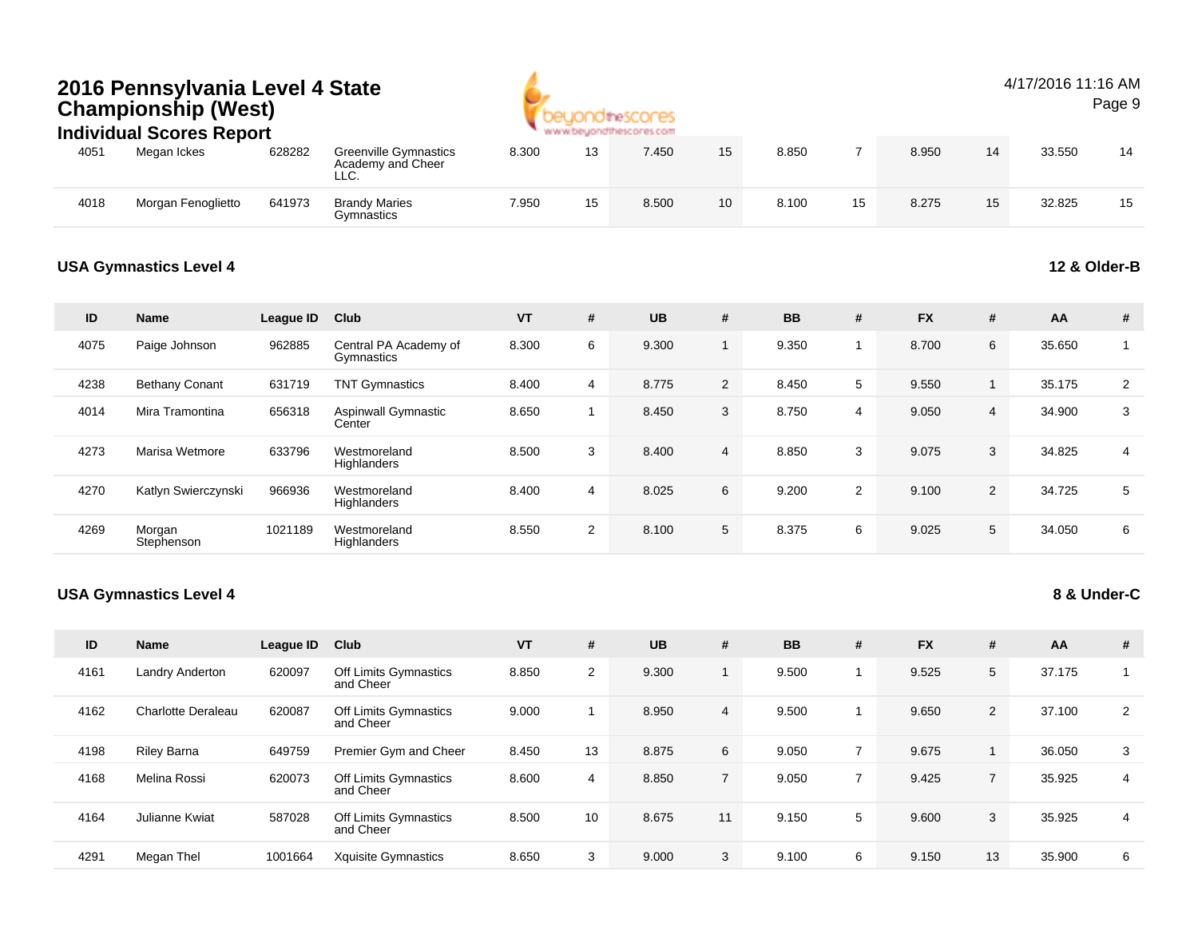# 2016 Pennsylvania Level 4 State Championship (West)

## Individual Scores Report

| ID | Name | League ID | Club | VT | # | UB | # | BB | # | FX | # | AA | # |
|---|---|---|---|---|---|---|---|---|---|---|---|---|---|
| 4051 | Megan Ickes | 628282 | Greenville Gymnastics Academy and Cheer LLC. | 8.300 | 13 | 7.450 | 15 | 8.850 | 7 | 8.950 | 14 | 33.550 | 14 |
| 4018 | Morgan Fenoglietto | 641973 | Brandy Maries Gymnastics | 7.950 | 15 | 8.500 | 10 | 8.100 | 15 | 8.275 | 15 | 32.825 | 15 |

### USA Gymnastics Level 4 — 12 & Older-B

| ID | Name | League ID | Club | VT | # | UB | # | BB | # | FX | # | AA | # |
|---|---|---|---|---|---|---|---|---|---|---|---|---|---|
| 4075 | Paige Johnson | 962885 | Central PA Academy of Gymnastics | 8.300 | 6 | 9.300 | 1 | 9.350 | 1 | 8.700 | 6 | 35.650 | 1 |
| 4238 | Bethany Conant | 631719 | TNT Gymnastics | 8.400 | 4 | 8.775 | 2 | 8.450 | 5 | 9.550 | 1 | 35.175 | 2 |
| 4014 | Mira Tramontina | 656318 | Aspinwall Gymnastic Center | 8.650 | 1 | 8.450 | 3 | 8.750 | 4 | 9.050 | 4 | 34.900 | 3 |
| 4273 | Marisa Wetmore | 633796 | Westmoreland Highlanders | 8.500 | 3 | 8.400 | 4 | 8.850 | 3 | 9.075 | 3 | 34.825 | 4 |
| 4270 | Katlyn Swierczynski | 966936 | Westmoreland Highlanders | 8.400 | 4 | 8.025 | 6 | 9.200 | 2 | 9.100 | 2 | 34.725 | 5 |
| 4269 | Morgan Stephenson | 1021189 | Westmoreland Highlanders | 8.550 | 2 | 8.100 | 5 | 8.375 | 6 | 9.025 | 5 | 34.050 | 6 |

### USA Gymnastics Level 4 — 8 & Under-C

| ID | Name | League ID | Club | VT | # | UB | # | BB | # | FX | # | AA | # |
|---|---|---|---|---|---|---|---|---|---|---|---|---|---|
| 4161 | Landry Anderton | 620097 | Off Limits Gymnastics and Cheer | 8.850 | 2 | 9.300 | 1 | 9.500 | 1 | 9.525 | 5 | 37.175 | 1 |
| 4162 | Charlotte Deraleau | 620087 | Off Limits Gymnastics and Cheer | 9.000 | 1 | 8.950 | 4 | 9.500 | 1 | 9.650 | 2 | 37.100 | 2 |
| 4198 | Riley Barna | 649759 | Premier Gym and Cheer | 8.450 | 13 | 8.875 | 6 | 9.050 | 7 | 9.675 | 1 | 36.050 | 3 |
| 4168 | Melina Rossi | 620073 | Off Limits Gymnastics and Cheer | 8.600 | 4 | 8.850 | 7 | 9.050 | 7 | 9.425 | 7 | 35.925 | 4 |
| 4164 | Julianne Kwiat | 587028 | Off Limits Gymnastics and Cheer | 8.500 | 10 | 8.675 | 11 | 9.150 | 5 | 9.600 | 3 | 35.925 | 4 |
| 4291 | Megan Thel | 1001664 | Xquisite Gymnastics | 8.650 | 3 | 9.000 | 3 | 9.100 | 6 | 9.150 | 13 | 35.900 | 6 |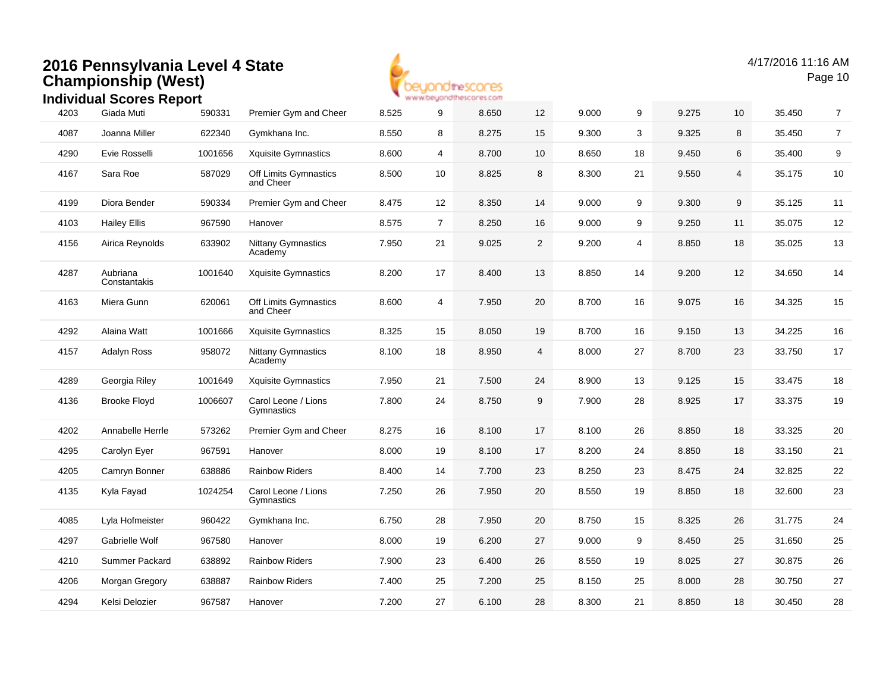# 2016 Pennsylvania Level 4 State Championship (West)

## Individual Scores Report

| | | | | | | | | | | | | |
|---|---|---|---|---|---|---|---|---|---|---|---|---|
| 4203 | Giada Muti | 590331 | Premier Gym and Cheer | 8.525 | 9 | 8.650 | 12 | 9.000 | 9 | 9.275 | 10 | 35.450 | 7 |
| 4087 | Joanna Miller | 622340 | Gymkhana Inc. | 8.550 | 8 | 8.275 | 15 | 9.300 | 3 | 9.325 | 8 | 35.450 | 7 |
| 4290 | Evie Rosselli | 1001656 | Xquisite Gymnastics | 8.600 | 4 | 8.700 | 10 | 8.650 | 18 | 9.450 | 6 | 35.400 | 9 |
| 4167 | Sara Roe | 587029 | Off Limits Gymnastics and Cheer | 8.500 | 10 | 8.825 | 8 | 8.300 | 21 | 9.550 | 4 | 35.175 | 10 |
| 4199 | Diora Bender | 590334 | Premier Gym and Cheer | 8.475 | 12 | 8.350 | 14 | 9.000 | 9 | 9.300 | 9 | 35.125 | 11 |
| 4103 | Hailey Ellis | 967590 | Hanover | 8.575 | 7 | 8.250 | 16 | 9.000 | 9 | 9.250 | 11 | 35.075 | 12 |
| 4156 | Airica Reynolds | 633902 | Nittany Gymnastics Academy | 7.950 | 21 | 9.025 | 2 | 9.200 | 4 | 8.850 | 18 | 35.025 | 13 |
| 4287 | Aubriana Constantakis | 1001640 | Xquisite Gymnastics | 8.200 | 17 | 8.400 | 13 | 8.850 | 14 | 9.200 | 12 | 34.650 | 14 |
| 4163 | Miera Gunn | 620061 | Off Limits Gymnastics and Cheer | 8.600 | 4 | 7.950 | 20 | 8.700 | 16 | 9.075 | 16 | 34.325 | 15 |
| 4292 | Alaina Watt | 1001666 | Xquisite Gymnastics | 8.325 | 15 | 8.050 | 19 | 8.700 | 16 | 9.150 | 13 | 34.225 | 16 |
| 4157 | Adalyn Ross | 958072 | Nittany Gymnastics Academy | 8.100 | 18 | 8.950 | 4 | 8.000 | 27 | 8.700 | 23 | 33.750 | 17 |
| 4289 | Georgia Riley | 1001649 | Xquisite Gymnastics | 7.950 | 21 | 7.500 | 24 | 8.900 | 13 | 9.125 | 15 | 33.475 | 18 |
| 4136 | Brooke Floyd | 1006607 | Carol Leone / Lions Gymnastics | 7.800 | 24 | 8.750 | 9 | 7.900 | 28 | 8.925 | 17 | 33.375 | 19 |
| 4202 | Annabelle Herrle | 573262 | Premier Gym and Cheer | 8.275 | 16 | 8.100 | 17 | 8.100 | 26 | 8.850 | 18 | 33.325 | 20 |
| 4295 | Carolyn Eyer | 967591 | Hanover | 8.000 | 19 | 8.100 | 17 | 8.200 | 24 | 8.850 | 18 | 33.150 | 21 |
| 4205 | Camryn Bonner | 638886 | Rainbow Riders | 8.400 | 14 | 7.700 | 23 | 8.250 | 23 | 8.475 | 24 | 32.825 | 22 |
| 4135 | Kyla Fayad | 1024254 | Carol Leone / Lions Gymnastics | 7.250 | 26 | 7.950 | 20 | 8.550 | 19 | 8.850 | 18 | 32.600 | 23 |
| 4085 | Lyla Hofmeister | 960422 | Gymkhana Inc. | 6.750 | 28 | 7.950 | 20 | 8.750 | 15 | 8.325 | 26 | 31.775 | 24 |
| 4297 | Gabrielle Wolf | 967580 | Hanover | 8.000 | 19 | 6.200 | 27 | 9.000 | 9 | 8.450 | 25 | 31.650 | 25 |
| 4210 | Summer Packard | 638892 | Rainbow Riders | 7.900 | 23 | 6.400 | 26 | 8.550 | 19 | 8.025 | 27 | 30.875 | 26 |
| 4206 | Morgan Gregory | 638887 | Rainbow Riders | 7.400 | 25 | 7.200 | 25 | 8.150 | 25 | 8.000 | 28 | 30.750 | 27 |
| 4294 | Kelsi Delozier | 967587 | Hanover | 7.200 | 27 | 6.100 | 28 | 8.300 | 21 | 8.850 | 18 | 30.450 | 28 |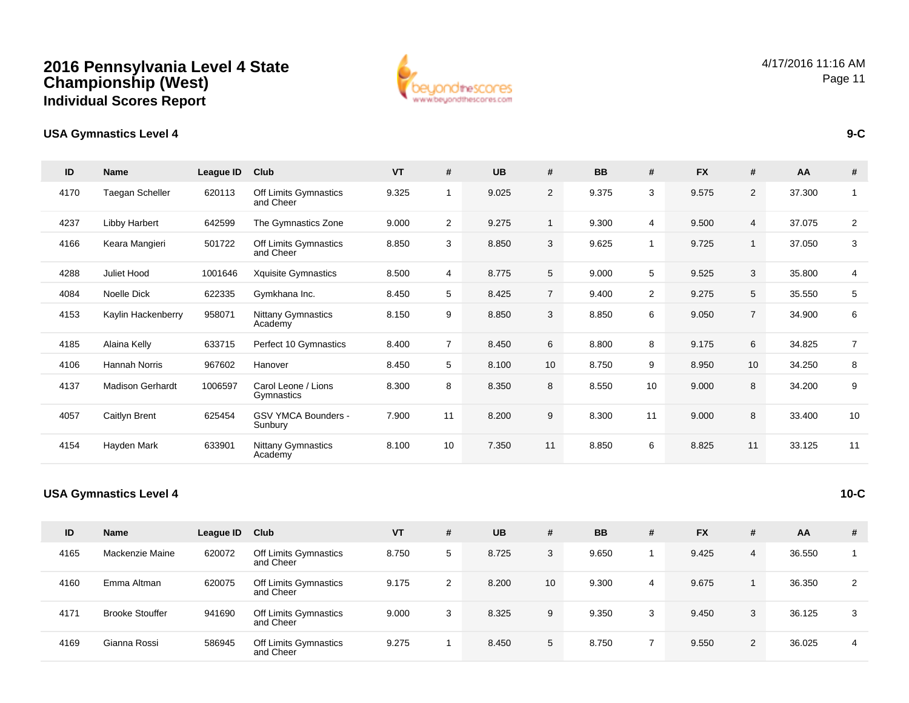# 2016 Pennsylvania Level 4 State Championship (West)

## Individual Scores Report

### USA Gymnastics Level 4 — 9-C

| ID | Name | League ID | Club | VT | # | UB | # | BB | # | FX | # | AA | # |
|---|---|---|---|---|---|---|---|---|---|---|---|---|---|
| 4170 | Taegan Scheller | 620113 | Off Limits Gymnastics and Cheer | 9.325 | 1 | 9.025 | 2 | 9.375 | 3 | 9.575 | 2 | 37.300 | 1 |
| 4237 | Libby Harbert | 642599 | The Gymnastics Zone | 9.000 | 2 | 9.275 | 1 | 9.300 | 4 | 9.500 | 4 | 37.075 | 2 |
| 4166 | Keara Mangieri | 501722 | Off Limits Gymnastics and Cheer | 8.850 | 3 | 8.850 | 3 | 9.625 | 1 | 9.725 | 1 | 37.050 | 3 |
| 4288 | Juliet Hood | 1001646 | Xquisite Gymnastics | 8.500 | 4 | 8.775 | 5 | 9.000 | 5 | 9.525 | 3 | 35.800 | 4 |
| 4084 | Noelle Dick | 622335 | Gymkhana Inc. | 8.450 | 5 | 8.425 | 7 | 9.400 | 2 | 9.275 | 5 | 35.550 | 5 |
| 4153 | Kaylin Hackenberry | 958071 | Nittany Gymnastics Academy | 8.150 | 9 | 8.850 | 3 | 8.850 | 6 | 9.050 | 7 | 34.900 | 6 |
| 4185 | Alaina Kelly | 633715 | Perfect 10 Gymnastics | 8.400 | 7 | 8.450 | 6 | 8.800 | 8 | 9.175 | 6 | 34.825 | 7 |
| 4106 | Hannah Norris | 967602 | Hanover | 8.450 | 5 | 8.100 | 10 | 8.750 | 9 | 8.950 | 10 | 34.250 | 8 |
| 4137 | Madison Gerhardt | 1006597 | Carol Leone / Lions Gymnastics | 8.300 | 8 | 8.350 | 8 | 8.550 | 10 | 9.000 | 8 | 34.200 | 9 |
| 4057 | Caitlyn Brent | 625454 | GSV YMCA Bounders - Sunbury | 7.900 | 11 | 8.200 | 9 | 8.300 | 11 | 9.000 | 8 | 33.400 | 10 |
| 4154 | Hayden Mark | 633901 | Nittany Gymnastics Academy | 8.100 | 10 | 7.350 | 11 | 8.850 | 6 | 8.825 | 11 | 33.125 | 11 |

### USA Gymnastics Level 4 — 10-C

| ID | Name | League ID | Club | VT | # | UB | # | BB | # | FX | # | AA | # |
|---|---|---|---|---|---|---|---|---|---|---|---|---|---|
| 4165 | Mackenzie Maine | 620072 | Off Limits Gymnastics and Cheer | 8.750 | 5 | 8.725 | 3 | 9.650 | 1 | 9.425 | 4 | 36.550 | 1 |
| 4160 | Emma Altman | 620075 | Off Limits Gymnastics and Cheer | 9.175 | 2 | 8.200 | 10 | 9.300 | 4 | 9.675 | 1 | 36.350 | 2 |
| 4171 | Brooke Stouffer | 941690 | Off Limits Gymnastics and Cheer | 9.000 | 3 | 8.325 | 9 | 9.350 | 3 | 9.450 | 3 | 36.125 | 3 |
| 4169 | Gianna Rossi | 586945 | Off Limits Gymnastics and Cheer | 9.275 | 1 | 8.450 | 5 | 8.750 | 7 | 9.550 | 2 | 36.025 | 4 |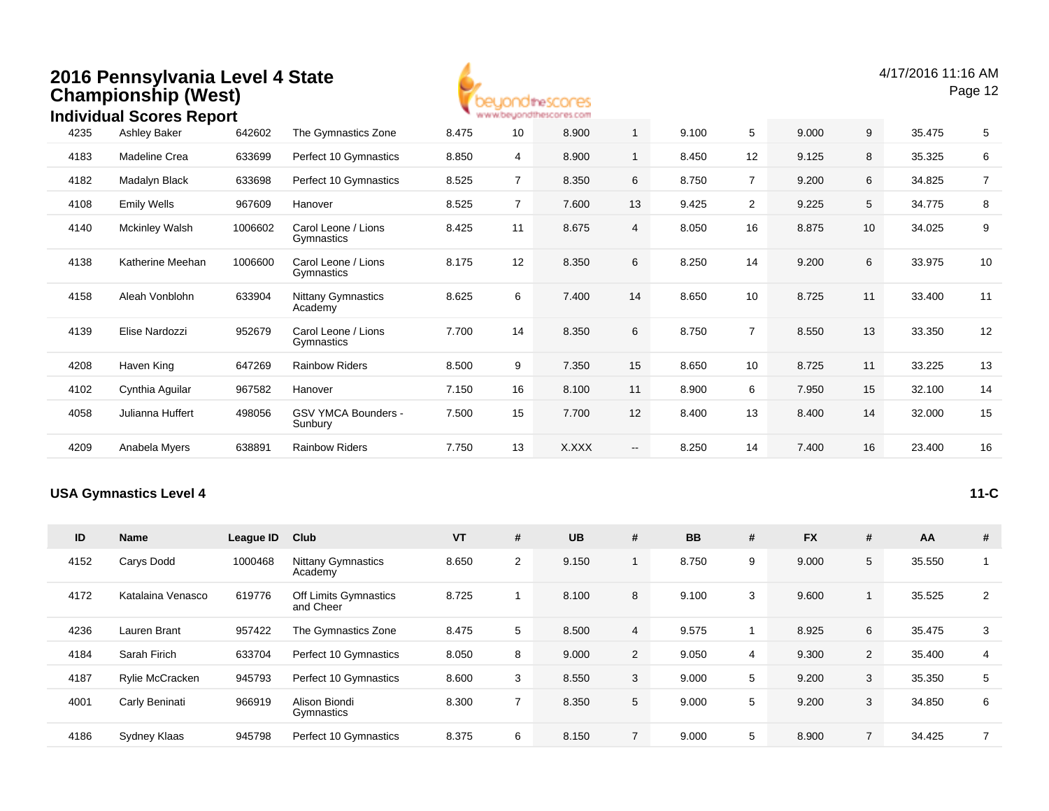# 2016 Pennsylvania Level 4 State Championship (West)

## Individual Scores Report

| ID | Name | League ID | Club | VT | # | UB | # | BB | # | FX | # | AA | # |
|---|---|---|---|---|---|---|---|---|---|---|---|---|---|
| 4235 | Ashley Baker | 642602 | The Gymnastics Zone | 8.475 | 10 | 8.900 | 1 | 9.100 | 5 | 9.000 | 9 | 35.475 | 5 |
| 4183 | Madeline Crea | 633699 | Perfect 10 Gymnastics | 8.850 | 4 | 8.900 | 1 | 8.450 | 12 | 9.125 | 8 | 35.325 | 6 |
| 4182 | Madalyn Black | 633698 | Perfect 10 Gymnastics | 8.525 | 7 | 8.350 | 6 | 8.750 | 7 | 9.200 | 6 | 34.825 | 7 |
| 4108 | Emily Wells | 967609 | Hanover | 8.525 | 7 | 7.600 | 13 | 9.425 | 2 | 9.225 | 5 | 34.775 | 8 |
| 4140 | Mckinley Walsh | 1006602 | Carol Leone / Lions Gymnastics | 8.425 | 11 | 8.675 | 4 | 8.050 | 16 | 8.875 | 10 | 34.025 | 9 |
| 4138 | Katherine Meehan | 1006600 | Carol Leone / Lions Gymnastics | 8.175 | 12 | 8.350 | 6 | 8.250 | 14 | 9.200 | 6 | 33.975 | 10 |
| 4158 | Aleah Vonblohn | 633904 | Nittany Gymnastics Academy | 8.625 | 6 | 7.400 | 14 | 8.650 | 10 | 8.725 | 11 | 33.400 | 11 |
| 4139 | Elise Nardozzi | 952679 | Carol Leone / Lions Gymnastics | 7.700 | 14 | 8.350 | 6 | 8.750 | 7 | 8.550 | 13 | 33.350 | 12 |
| 4208 | Haven King | 647269 | Rainbow Riders | 8.500 | 9 | 7.350 | 15 | 8.650 | 10 | 8.725 | 11 | 33.225 | 13 |
| 4102 | Cynthia Aguilar | 967582 | Hanover | 7.150 | 16 | 8.100 | 11 | 8.900 | 6 | 7.950 | 15 | 32.100 | 14 |
| 4058 | Julianna Huffert | 498056 | GSV YMCA Bounders - Sunbury | 7.500 | 15 | 7.700 | 12 | 8.400 | 13 | 8.400 | 14 | 32.000 | 15 |
| 4209 | Anabela Myers | 638891 | Rainbow Riders | 7.750 | 13 | X.XXX | -- | 8.250 | 14 | 7.400 | 16 | 23.400 | 16 |

### USA Gymnastics Level 4 — 11-C

| ID | Name | League ID | Club | VT | # | UB | # | BB | # | FX | # | AA | # |
|---|---|---|---|---|---|---|---|---|---|---|---|---|---|
| 4152 | Carys Dodd | 1000468 | Nittany Gymnastics Academy | 8.650 | 2 | 9.150 | 1 | 8.750 | 9 | 9.000 | 5 | 35.550 | 1 |
| 4172 | Katalaina Venasco | 619776 | Off Limits Gymnastics and Cheer | 8.725 | 1 | 8.100 | 8 | 9.100 | 3 | 9.600 | 1 | 35.525 | 2 |
| 4236 | Lauren Brant | 957422 | The Gymnastics Zone | 8.475 | 5 | 8.500 | 4 | 9.575 | 1 | 8.925 | 6 | 35.475 | 3 |
| 4184 | Sarah Firich | 633704 | Perfect 10 Gymnastics | 8.050 | 8 | 9.000 | 2 | 9.050 | 4 | 9.300 | 2 | 35.400 | 4 |
| 4187 | Rylie McCracken | 945793 | Perfect 10 Gymnastics | 8.600 | 3 | 8.550 | 3 | 9.000 | 5 | 9.200 | 3 | 35.350 | 5 |
| 4001 | Carly Beninati | 966919 | Alison Biondi Gymnastics | 8.300 | 7 | 8.350 | 5 | 9.000 | 5 | 9.200 | 3 | 34.850 | 6 |
| 4186 | Sydney Klaas | 945798 | Perfect 10 Gymnastics | 8.375 | 6 | 8.150 | 7 | 9.000 | 5 | 8.900 | 7 | 34.425 | 7 |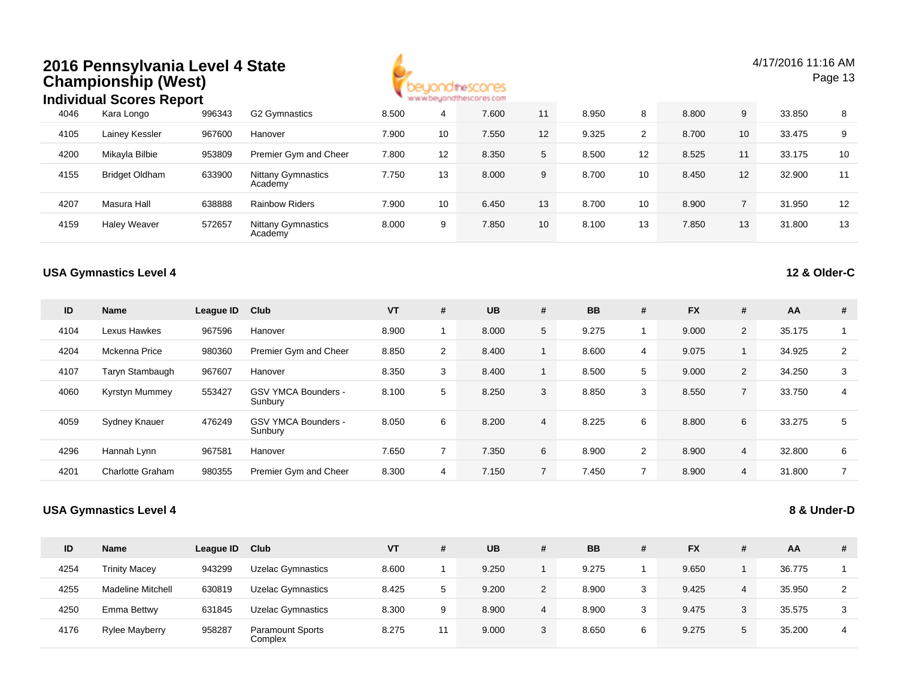| ID | Name | League ID | Club | VT | # | UB | # | BB | # | FX | # | AA | # |
|---|---|---|---|---|---|---|---|---|---|---|---|---|---|
| 4046 | Kara Longo | 996343 | G2 Gymnastics | 8.500 | 4 | 7.600 | 11 | 8.950 | 8 | 8.800 | 9 | 33.850 | 8 |
| 4105 | Lainey Kessler | 967600 | Hanover | 7.900 | 10 | 7.550 | 12 | 9.325 | 2 | 8.700 | 10 | 33.475 | 9 |
| 4200 | Mikayla Bilbie | 953809 | Premier Gym and Cheer | 7.800 | 12 | 8.350 | 5 | 8.500 | 12 | 8.525 | 11 | 33.175 | 10 |
| 4155 | Bridget Oldham | 633900 | Nittany Gymnastics Academy | 7.750 | 13 | 8.000 | 9 | 8.700 | 10 | 8.450 | 12 | 32.900 | 11 |
| 4207 | Masura Hall | 638888 | Rainbow Riders | 7.900 | 10 | 6.450 | 13 | 8.700 | 10 | 8.900 | 7 | 31.950 | 12 |
| 4159 | Haley Weaver | 572657 | Nittany Gymnastics Academy | 8.000 | 9 | 7.850 | 10 | 8.100 | 13 | 7.850 | 13 | 31.800 | 13 |

### USA Gymnastics Level 4 — 12 & Older-C

| ID | Name | League ID | Club | VT | # | UB | # | BB | # | FX | # | AA | # |
|---|---|---|---|---|---|---|---|---|---|---|---|---|---|
| 4104 | Lexus Hawkes | 967596 | Hanover | 8.900 | 1 | 8.000 | 5 | 9.275 | 1 | 9.000 | 2 | 35.175 | 1 |
| 4204 | Mckenna Price | 980360 | Premier Gym and Cheer | 8.850 | 2 | 8.400 | 1 | 8.600 | 4 | 9.075 | 1 | 34.925 | 2 |
| 4107 | Taryn Stambaugh | 967607 | Hanover | 8.350 | 3 | 8.400 | 1 | 8.500 | 5 | 9.000 | 2 | 34.250 | 3 |
| 4060 | Kyrstyn Mummey | 553427 | GSV YMCA Bounders - Sunbury | 8.100 | 5 | 8.250 | 3 | 8.850 | 3 | 8.550 | 7 | 33.750 | 4 |
| 4059 | Sydney Knauer | 476249 | GSV YMCA Bounders - Sunbury | 8.050 | 6 | 8.200 | 4 | 8.225 | 6 | 8.800 | 6 | 33.275 | 5 |
| 4296 | Hannah Lynn | 967581 | Hanover | 7.650 | 7 | 7.350 | 6 | 8.900 | 2 | 8.900 | 4 | 32.800 | 6 |
| 4201 | Charlotte Graham | 980355 | Premier Gym and Cheer | 8.300 | 4 | 7.150 | 7 | 7.450 | 7 | 8.900 | 4 | 31.800 | 7 |

### USA Gymnastics Level 4 — 8 & Under-D

| ID | Name | League ID | Club | VT | # | UB | # | BB | # | FX | # | AA | # |
|---|---|---|---|---|---|---|---|---|---|---|---|---|---|
| 4254 | Trinity Macey | 943299 | Uzelac Gymnastics | 8.600 | 1 | 9.250 | 1 | 9.275 | 1 | 9.650 | 1 | 36.775 | 1 |
| 4255 | Madeline Mitchell | 630819 | Uzelac Gymnastics | 8.425 | 5 | 9.200 | 2 | 8.900 | 3 | 9.425 | 4 | 35.950 | 2 |
| 4250 | Emma Bettwy | 631845 | Uzelac Gymnastics | 8.300 | 9 | 8.900 | 4 | 8.900 | 3 | 9.475 | 3 | 35.575 | 3 |
| 4176 | Rylee Mayberry | 958287 | Paramount Sports Complex | 8.275 | 11 | 9.000 | 3 | 8.650 | 6 | 9.275 | 5 | 35.200 | 4 |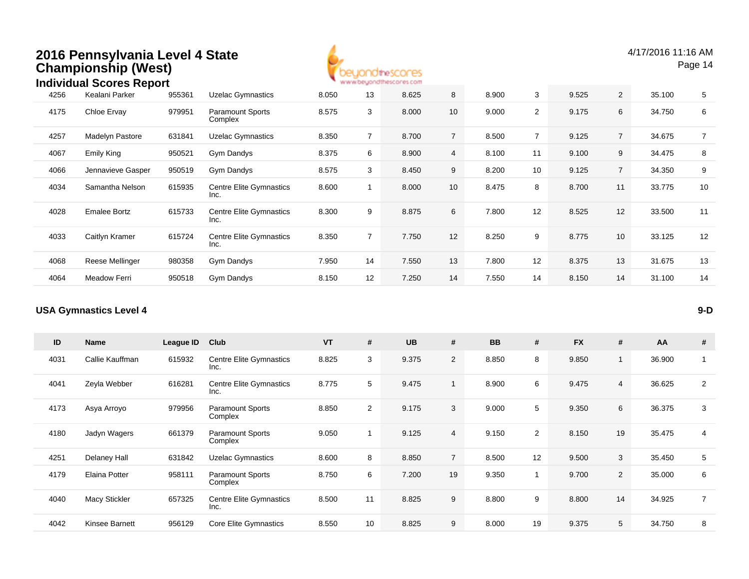# 2016 Pennsylvania Level 4 State Championship (West)

## Individual Scores Report

| ID | Name | League ID | Club | VT | # | UB | # | BB | # | FX | # | AA | # |
|---|---|---|---|---|---|---|---|---|---|---|---|---|---|
| 4256 | Kealani Parker | 955361 | Uzelac Gymnastics | 8.050 | 13 | 8.625 | 8 | 8.900 | 3 | 9.525 | 2 | 35.100 | 5 |
| 4175 | Chloe Ervay | 979951 | Paramount Sports Complex | 8.575 | 3 | 8.000 | 10 | 9.000 | 2 | 9.175 | 6 | 34.750 | 6 |
| 4257 | Madelyn Pastore | 631841 | Uzelac Gymnastics | 8.350 | 7 | 8.700 | 7 | 8.500 | 7 | 9.125 | 7 | 34.675 | 7 |
| 4067 | Emily King | 950521 | Gym Dandys | 8.375 | 6 | 8.900 | 4 | 8.100 | 11 | 9.100 | 9 | 34.475 | 8 |
| 4066 | Jennavieve Gasper | 950519 | Gym Dandys | 8.575 | 3 | 8.450 | 9 | 8.200 | 10 | 9.125 | 7 | 34.350 | 9 |
| 4034 | Samantha Nelson | 615935 | Centre Elite Gymnastics Inc. | 8.600 | 1 | 8.000 | 10 | 8.475 | 8 | 8.700 | 11 | 33.775 | 10 |
| 4028 | Emalee Bortz | 615733 | Centre Elite Gymnastics Inc. | 8.300 | 9 | 8.875 | 6 | 7.800 | 12 | 8.525 | 12 | 33.500 | 11 |
| 4033 | Caitlyn Kramer | 615724 | Centre Elite Gymnastics Inc. | 8.350 | 7 | 7.750 | 12 | 8.250 | 9 | 8.775 | 10 | 33.125 | 12 |
| 4068 | Reese Mellinger | 980358 | Gym Dandys | 7.950 | 14 | 7.550 | 13 | 7.800 | 12 | 8.375 | 13 | 31.675 | 13 |
| 4064 | Meadow Ferri | 950518 | Gym Dandys | 8.150 | 12 | 7.250 | 14 | 7.550 | 14 | 8.150 | 14 | 31.100 | 14 |

### USA Gymnastics Level 4 — 9-D

| ID | Name | League ID | Club | VT | # | UB | # | BB | # | FX | # | AA | # |
|---|---|---|---|---|---|---|---|---|---|---|---|---|---|
| 4031 | Callie Kauffman | 615932 | Centre Elite Gymnastics Inc. | 8.825 | 3 | 9.375 | 2 | 8.850 | 8 | 9.850 | 1 | 36.900 | 1 |
| 4041 | Zeyla Webber | 616281 | Centre Elite Gymnastics Inc. | 8.775 | 5 | 9.475 | 1 | 8.900 | 6 | 9.475 | 4 | 36.625 | 2 |
| 4173 | Asya Arroyo | 979956 | Paramount Sports Complex | 8.850 | 2 | 9.175 | 3 | 9.000 | 5 | 9.350 | 6 | 36.375 | 3 |
| 4180 | Jadyn Wagers | 661379 | Paramount Sports Complex | 9.050 | 1 | 9.125 | 4 | 9.150 | 2 | 8.150 | 19 | 35.475 | 4 |
| 4251 | Delaney Hall | 631842 | Uzelac Gymnastics | 8.600 | 8 | 8.850 | 7 | 8.500 | 12 | 9.500 | 3 | 35.450 | 5 |
| 4179 | Elaina Potter | 958111 | Paramount Sports Complex | 8.750 | 6 | 7.200 | 19 | 9.350 | 1 | 9.700 | 2 | 35.000 | 6 |
| 4040 | Macy Stickler | 657325 | Centre Elite Gymnastics Inc. | 8.500 | 11 | 8.825 | 9 | 8.800 | 9 | 8.800 | 14 | 34.925 | 7 |
| 4042 | Kinsee Barnett | 956129 | Core Elite Gymnastics | 8.550 | 10 | 8.825 | 9 | 8.000 | 19 | 9.375 | 5 | 34.750 | 8 |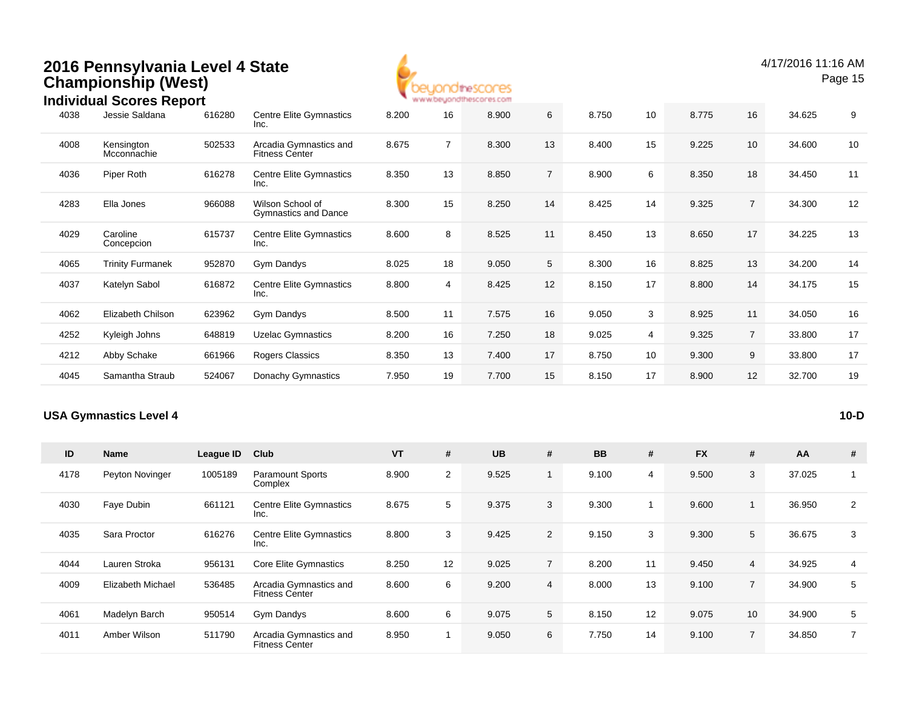# 2016 Pennsylvania Level 4 State Championship (West)

## Individual Scores Report

| ID | Name | League ID | Club | VT | # | UB | # | BB | # | FX | # | AA | # |
|---|---|---|---|---|---|---|---|---|---|---|---|---|---|
| 4038 | Jessie Saldana | 616280 | Centre Elite Gymnastics Inc. | 8.200 | 16 | 8.900 | 6 | 8.750 | 10 | 8.775 | 16 | 34.625 | 9 |
| 4008 | Kensington Mcconnachie | 502533 | Arcadia Gymnastics and Fitness Center | 8.675 | 7 | 8.300 | 13 | 8.400 | 15 | 9.225 | 10 | 34.600 | 10 |
| 4036 | Piper Roth | 616278 | Centre Elite Gymnastics Inc. | 8.350 | 13 | 8.850 | 7 | 8.900 | 6 | 8.350 | 18 | 34.450 | 11 |
| 4283 | Ella Jones | 966088 | Wilson School of Gymnastics and Dance | 8.300 | 15 | 8.250 | 14 | 8.425 | 14 | 9.325 | 7 | 34.300 | 12 |
| 4029 | Caroline Concepcion | 615737 | Centre Elite Gymnastics Inc. | 8.600 | 8 | 8.525 | 11 | 8.450 | 13 | 8.650 | 17 | 34.225 | 13 |
| 4065 | Trinity Furmanek | 952870 | Gym Dandys | 8.025 | 18 | 9.050 | 5 | 8.300 | 16 | 8.825 | 13 | 34.200 | 14 |
| 4037 | Katelyn Sabol | 616872 | Centre Elite Gymnastics Inc. | 8.800 | 4 | 8.425 | 12 | 8.150 | 17 | 8.800 | 14 | 34.175 | 15 |
| 4062 | Elizabeth Chilson | 623962 | Gym Dandys | 8.500 | 11 | 7.575 | 16 | 9.050 | 3 | 8.925 | 11 | 34.050 | 16 |
| 4252 | Kyleigh Johns | 648819 | Uzelac Gymnastics | 8.200 | 16 | 7.250 | 18 | 9.025 | 4 | 9.325 | 7 | 33.800 | 17 |
| 4212 | Abby Schake | 661966 | Rogers Classics | 8.350 | 13 | 7.400 | 17 | 8.750 | 10 | 9.300 | 9 | 33.800 | 17 |
| 4045 | Samantha Straub | 524067 | Donachy Gymnastics | 7.950 | 19 | 7.700 | 15 | 8.150 | 17 | 8.900 | 12 | 32.700 | 19 |

### USA Gymnastics Level 4 — 10-D

| ID | Name | League ID | Club | VT | # | UB | # | BB | # | FX | # | AA | # |
|---|---|---|---|---|---|---|---|---|---|---|---|---|---|
| 4178 | Peyton Novinger | 1005189 | Paramount Sports Complex | 8.900 | 2 | 9.525 | 1 | 9.100 | 4 | 9.500 | 3 | 37.025 | 1 |
| 4030 | Faye Dubin | 661121 | Centre Elite Gymnastics Inc. | 8.675 | 5 | 9.375 | 3 | 9.300 | 1 | 9.600 | 1 | 36.950 | 2 |
| 4035 | Sara Proctor | 616276 | Centre Elite Gymnastics Inc. | 8.800 | 3 | 9.425 | 2 | 9.150 | 3 | 9.300 | 5 | 36.675 | 3 |
| 4044 | Lauren Stroka | 956131 | Core Elite Gymnastics | 8.250 | 12 | 9.025 | 7 | 8.200 | 11 | 9.450 | 4 | 34.925 | 4 |
| 4009 | Elizabeth Michael | 536485 | Arcadia Gymnastics and Fitness Center | 8.600 | 6 | 9.200 | 4 | 8.000 | 13 | 9.100 | 7 | 34.900 | 5 |
| 4061 | Madelyn Barch | 950514 | Gym Dandys | 8.600 | 6 | 9.075 | 5 | 8.150 | 12 | 9.075 | 10 | 34.900 | 5 |
| 4011 | Amber Wilson | 511790 | Arcadia Gymnastics and Fitness Center | 8.950 | 1 | 9.050 | 6 | 7.750 | 14 | 9.100 | 7 | 34.850 | 7 |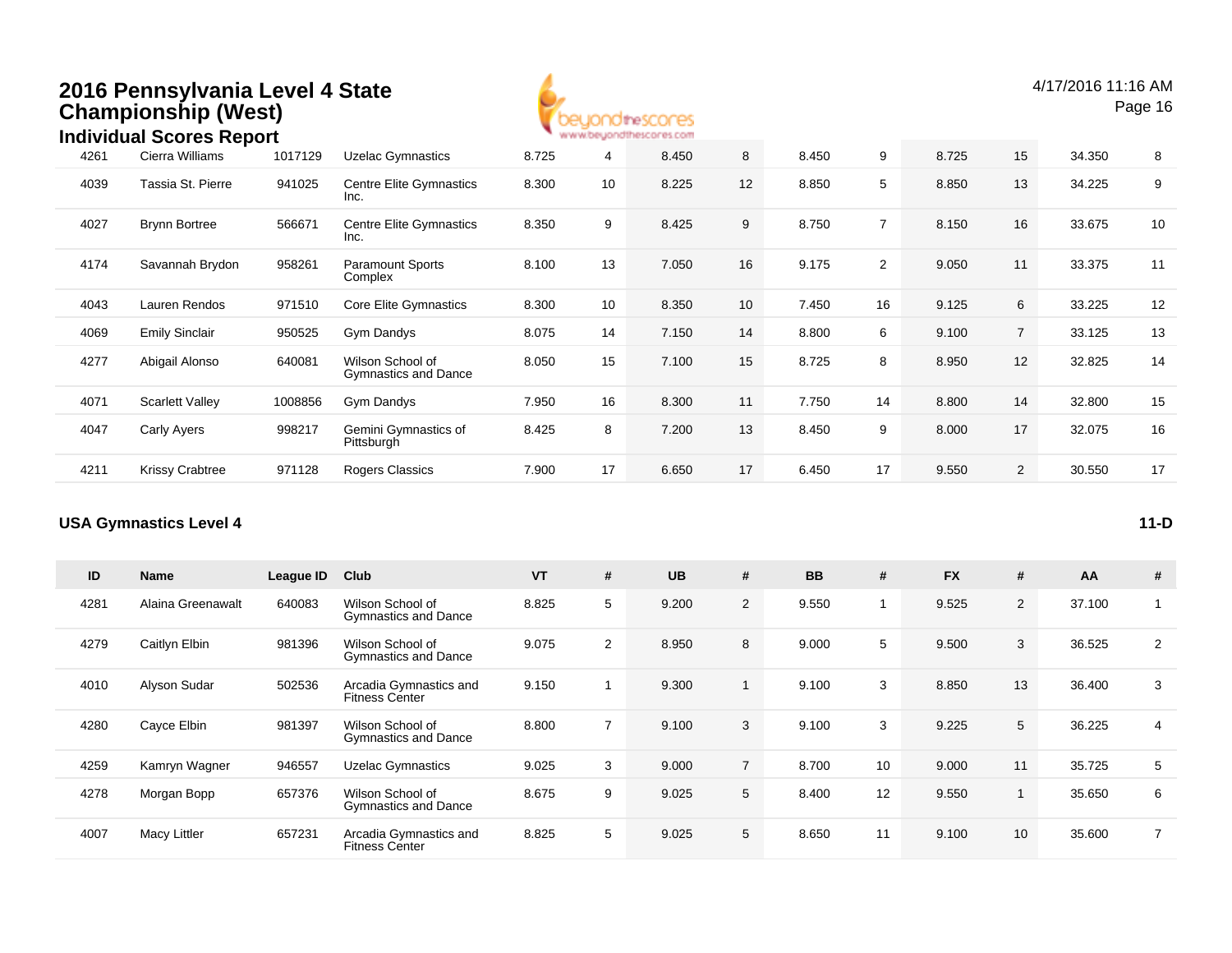# 2016 Pennsylvania Level 4 State Championship (West)

## Individual Scores Report

4/17/2016 11:16 AM

| ID | Name | League ID | Club | VT | # | UB | # | BB | # | FX | # | AA | # |
|---|---|---|---|---|---|---|---|---|---|---|---|---|---|
| 4261 | Cierra Williams | 1017129 | Uzelac Gymnastics | 8.725 | 4 | 8.450 | 8 | 8.450 | 9 | 8.725 | 15 | 34.350 | 8 |
| 4039 | Tassia St. Pierre | 941025 | Centre Elite Gymnastics Inc. | 8.300 | 10 | 8.225 | 12 | 8.850 | 5 | 8.850 | 13 | 34.225 | 9 |
| 4027 | Brynn Bortree | 566671 | Centre Elite Gymnastics Inc. | 8.350 | 9 | 8.425 | 9 | 8.750 | 7 | 8.150 | 16 | 33.675 | 10 |
| 4174 | Savannah Brydon | 958261 | Paramount Sports Complex | 8.100 | 13 | 7.050 | 16 | 9.175 | 2 | 9.050 | 11 | 33.375 | 11 |
| 4043 | Lauren Rendos | 971510 | Core Elite Gymnastics | 8.300 | 10 | 8.350 | 10 | 7.450 | 16 | 9.125 | 6 | 33.225 | 12 |
| 4069 | Emily Sinclair | 950525 | Gym Dandys | 8.075 | 14 | 7.150 | 14 | 8.800 | 6 | 9.100 | 7 | 33.125 | 13 |
| 4277 | Abigail Alonso | 640081 | Wilson School of Gymnastics and Dance | 8.050 | 15 | 7.100 | 15 | 8.725 | 8 | 8.950 | 12 | 32.825 | 14 |
| 4071 | Scarlett Valley | 1008856 | Gym Dandys | 7.950 | 16 | 8.300 | 11 | 7.750 | 14 | 8.800 | 14 | 32.800 | 15 |
| 4047 | Carly Ayers | 998217 | Gemini Gymnastics of Pittsburgh | 8.425 | 8 | 7.200 | 13 | 8.450 | 9 | 8.000 | 17 | 32.075 | 16 |
| 4211 | Krissy Crabtree | 971128 | Rogers Classics | 7.900 | 17 | 6.650 | 17 | 6.450 | 17 | 9.550 | 2 | 30.550 | 17 |

### USA Gymnastics Level 4 — 11-D

| ID | Name | League ID | Club | VT | # | UB | # | BB | # | FX | # | AA | # |
|---|---|---|---|---|---|---|---|---|---|---|---|---|---|
| 4281 | Alaina Greenawalt | 640083 | Wilson School of Gymnastics and Dance | 8.825 | 5 | 9.200 | 2 | 9.550 | 1 | 9.525 | 2 | 37.100 | 1 |
| 4279 | Caitlyn Elbin | 981396 | Wilson School of Gymnastics and Dance | 9.075 | 2 | 8.950 | 8 | 9.000 | 5 | 9.500 | 3 | 36.525 | 2 |
| 4010 | Alyson Sudar | 502536 | Arcadia Gymnastics and Fitness Center | 9.150 | 1 | 9.300 | 1 | 9.100 | 3 | 8.850 | 13 | 36.400 | 3 |
| 4280 | Cayce Elbin | 981397 | Wilson School of Gymnastics and Dance | 8.800 | 7 | 9.100 | 3 | 9.100 | 3 | 9.225 | 5 | 36.225 | 4 |
| 4259 | Kamryn Wagner | 946557 | Uzelac Gymnastics | 9.025 | 3 | 9.000 | 7 | 8.700 | 10 | 9.000 | 11 | 35.725 | 5 |
| 4278 | Morgan Bopp | 657376 | Wilson School of Gymnastics and Dance | 8.675 | 9 | 9.025 | 5 | 8.400 | 12 | 9.550 | 1 | 35.650 | 6 |
| 4007 | Macy Littler | 657231 | Arcadia Gymnastics and Fitness Center | 8.825 | 5 | 9.025 | 5 | 8.650 | 11 | 9.100 | 10 | 35.600 | 7 |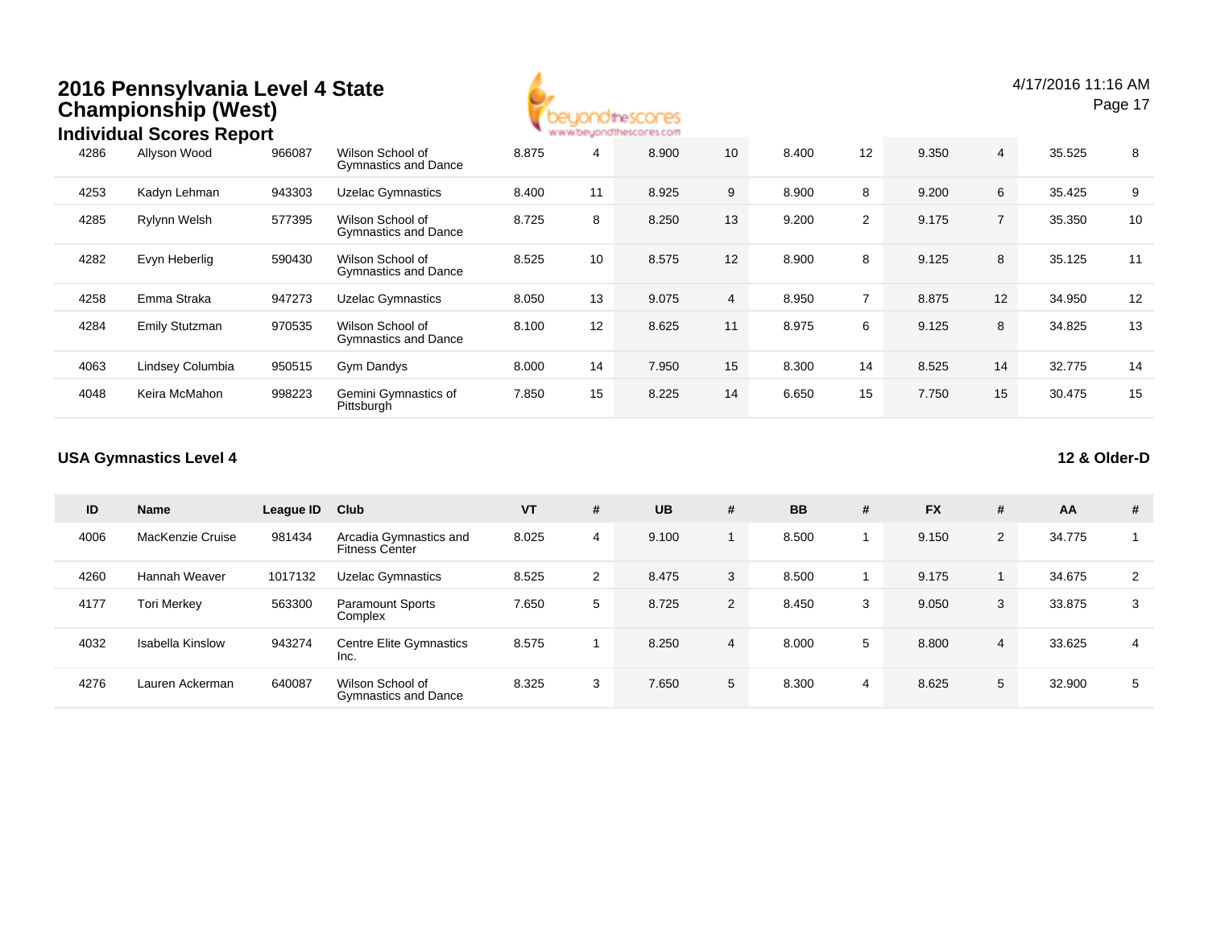| | | | | | | | | | | | | | |
|---|---|---|---|---|---|---|---|---|---|---|---|---|---|
| 4286 | Allyson Wood | 966087 | Wilson School of Gymnastics and Dance | 8.875 | 4 | 8.900 | 10 | 8.400 | 12 | 9.350 | 4 | 35.525 | 8 |
| 4253 | Kadyn Lehman | 943303 | Uzelac Gymnastics | 8.400 | 11 | 8.925 | 9 | 8.900 | 8 | 9.200 | 6 | 35.425 | 9 |
| 4285 | Rylynn Welsh | 577395 | Wilson School of Gymnastics and Dance | 8.725 | 8 | 8.250 | 13 | 9.200 | 2 | 9.175 | 7 | 35.350 | 10 |
| 4282 | Evyn Heberlig | 590430 | Wilson School of Gymnastics and Dance | 8.525 | 10 | 8.575 | 12 | 8.900 | 8 | 9.125 | 8 | 35.125 | 11 |
| 4258 | Emma Straka | 947273 | Uzelac Gymnastics | 8.050 | 13 | 9.075 | 4 | 8.950 | 7 | 8.875 | 12 | 34.950 | 12 |
| 4284 | Emily Stutzman | 970535 | Wilson School of Gymnastics and Dance | 8.100 | 12 | 8.625 | 11 | 8.975 | 6 | 9.125 | 8 | 34.825 | 13 |
| 4063 | Lindsey Columbia | 950515 | Gym Dandys | 8.000 | 14 | 7.950 | 15 | 8.300 | 14 | 8.525 | 14 | 32.775 | 14 |
| 4048 | Keira McMahon | 998223 | Gemini Gymnastics of Pittsburgh | 7.850 | 15 | 8.225 | 14 | 6.650 | 15 | 7.750 | 15 | 30.475 | 15 |

### USA Gymnastics Level 4

**12 & Older-D**

| ID | Name | League ID | Club | VT | # | UB | # | BB | # | FX | # | AA | # |
|---|---|---|---|---|---|---|---|---|---|---|---|---|---|
| 4006 | MacKenzie Cruise | 981434 | Arcadia Gymnastics and Fitness Center | 8.025 | 4 | 9.100 | 1 | 8.500 | 1 | 9.150 | 2 | 34.775 | 1 |
| 4260 | Hannah Weaver | 1017132 | Uzelac Gymnastics | 8.525 | 2 | 8.475 | 3 | 8.500 | 1 | 9.175 | 1 | 34.675 | 2 |
| 4177 | Tori Merkey | 563300 | Paramount Sports Complex | 7.650 | 5 | 8.725 | 2 | 8.450 | 3 | 9.050 | 3 | 33.875 | 3 |
| 4032 | Isabella Kinslow | 943274 | Centre Elite Gymnastics Inc. | 8.575 | 1 | 8.250 | 4 | 8.000 | 5 | 8.800 | 4 | 33.625 | 4 |
| 4276 | Lauren Ackerman | 640087 | Wilson School of Gymnastics and Dance | 8.325 | 3 | 7.650 | 5 | 8.300 | 4 | 8.625 | 5 | 32.900 | 5 |